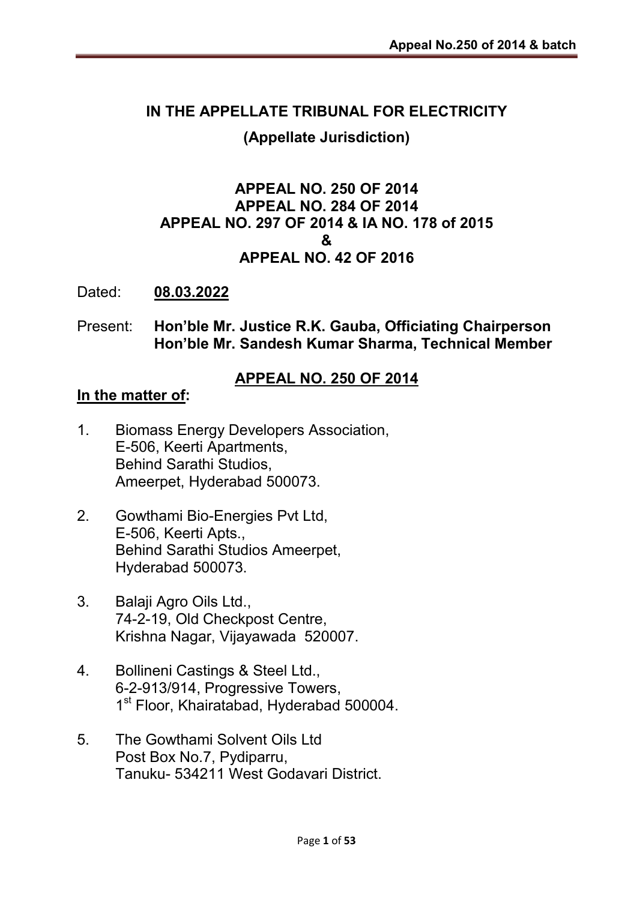# IN THE APPELLATE TRIBUNAL FOR ELECTRICITY

## (Appellate Jurisdiction)

**APPEAL NO. 250 OF 2014**
**APPEAL NO. 284 OF 2014**
**APPEAL NO. 297 OF 2014 & IA NO. 178 of 2015**
**&**
**APPEAL NO. 42 OF 2016**

Dated: **08.03.2022**

Present: **Hon'ble Mr. Justice R.K. Gauba, Officiating Chairperson**
**Hon'ble Mr. Sandesh Kumar Sharma, Technical Member**

**APPEAL NO. 250 OF 2014**

**In the matter of:**

1. Biomass Energy Developers Association,
   E-506, Keerti Apartments,
   Behind Sarathi Studios,
   Ameerpet, Hyderabad 500073.

2. Gowthami Bio-Energies Pvt Ltd,
   E-506, Keerti Apts.,
   Behind Sarathi Studios Ameerpet,
   Hyderabad 500073.

3. Balaji Agro Oils Ltd.,
   74-2-19, Old Checkpost Centre,
   Krishna Nagar, Vijayawada 520007.

4. Bollineni Castings & Steel Ltd.,
   6-2-913/914, Progressive Towers,
   1st Floor, Khairatabad, Hyderabad 500004.

5. The Gowthami Solvent Oils Ltd
   Post Box No.7, Pydiparru,
   Tanuku- 534211 West Godavari District.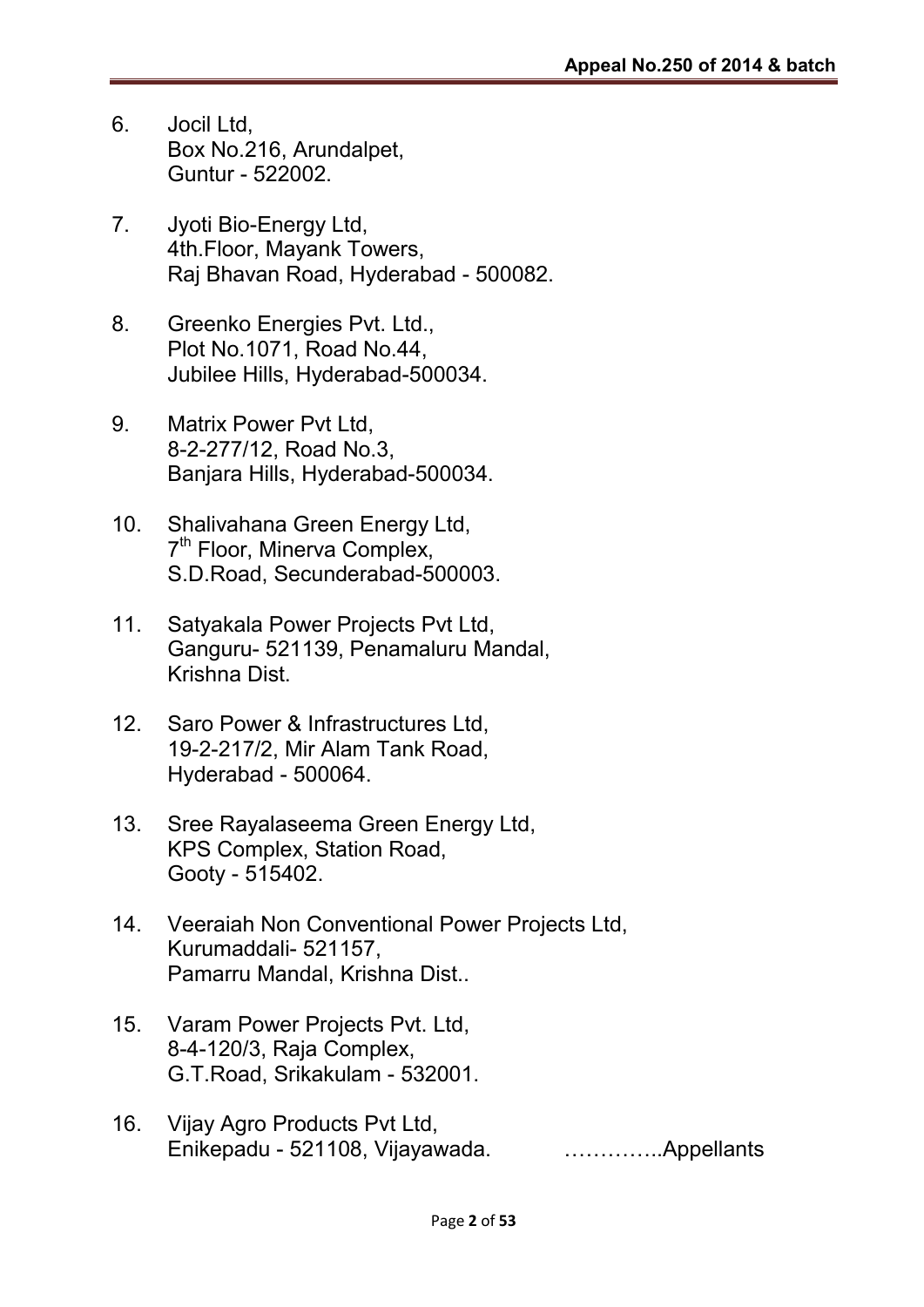6. Jocil Ltd,
   Box No.216, Arundalpet,
   Guntur - 522002.

7. Jyoti Bio-Energy Ltd,
   4th.Floor, Mayank Towers,
   Raj Bhavan Road, Hyderabad - 500082.

8. Greenko Energies Pvt. Ltd.,
   Plot No.1071, Road No.44,
   Jubilee Hills, Hyderabad-500034.

9. Matrix Power Pvt Ltd,
   8-2-277/12, Road No.3,
   Banjara Hills, Hyderabad-500034.

10. Shalivahana Green Energy Ltd,
    7th Floor, Minerva Complex,
    S.D.Road, Secunderabad-500003.

11. Satyakala Power Projects Pvt Ltd,
    Ganguru- 521139, Penamaluru Mandal,
    Krishna Dist.

12. Saro Power & Infrastructures Ltd,
    19-2-217/2, Mir Alam Tank Road,
    Hyderabad - 500064.

13. Sree Rayalaseema Green Energy Ltd,
    KPS Complex, Station Road,
    Gooty - 515402.

14. Veeraiah Non Conventional Power Projects Ltd,
    Kurumaddali- 521157,
    Pamarru Mandal, Krishna Dist..

15. Varam Power Projects Pvt. Ltd,
    8-4-120/3, Raja Complex,
    G.T.Road, Srikakulam - 532001.

16. Vijay Agro Products Pvt Ltd,
    Enikepadu - 521108, Vijayawada. …………..Appellants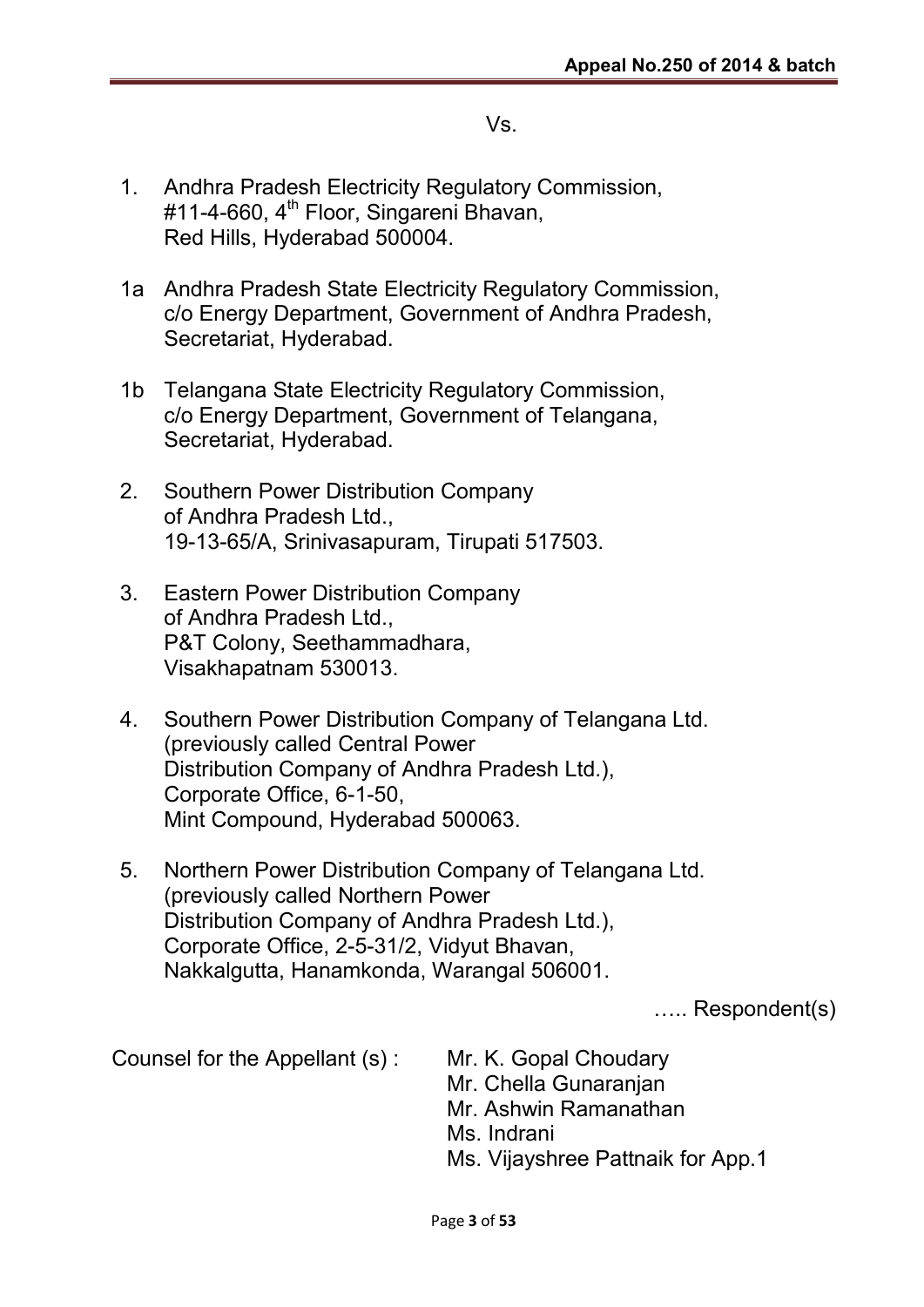Vs.

1. Andhra Pradesh Electricity Regulatory Commission,
   #11-4-660, 4th Floor, Singareni Bhavan,
   Red Hills, Hyderabad 500004.

1a Andhra Pradesh State Electricity Regulatory Commission,
   c/o Energy Department, Government of Andhra Pradesh,
   Secretariat, Hyderabad.

1b Telangana State Electricity Regulatory Commission,
   c/o Energy Department, Government of Telangana,
   Secretariat, Hyderabad.

2. Southern Power Distribution Company
   of Andhra Pradesh Ltd.,
   19-13-65/A, Srinivasapuram, Tirupati 517503.

3. Eastern Power Distribution Company
   of Andhra Pradesh Ltd.,
   P&T Colony, Seethammadhara,
   Visakhapatnam 530013.

4. Southern Power Distribution Company of Telangana Ltd.
   (previously called Central Power
   Distribution Company of Andhra Pradesh Ltd.),
   Corporate Office, 6-1-50,
   Mint Compound, Hyderabad 500063.

5. Northern Power Distribution Company of Telangana Ltd.
   (previously called Northern Power
   Distribution Company of Andhra Pradesh Ltd.),
   Corporate Office, 2-5-31/2, Vidyut Bhavan,
   Nakkalgutta, Hanamkonda, Warangal 506001.

….. Respondent(s)

Counsel for the Appellant (s) : Mr. K. Gopal Choudary
Mr. Chella Gunaranjan
Mr. Ashwin Ramanathan
Ms. Indrani
Ms. Vijayshree Pattnaik for App.1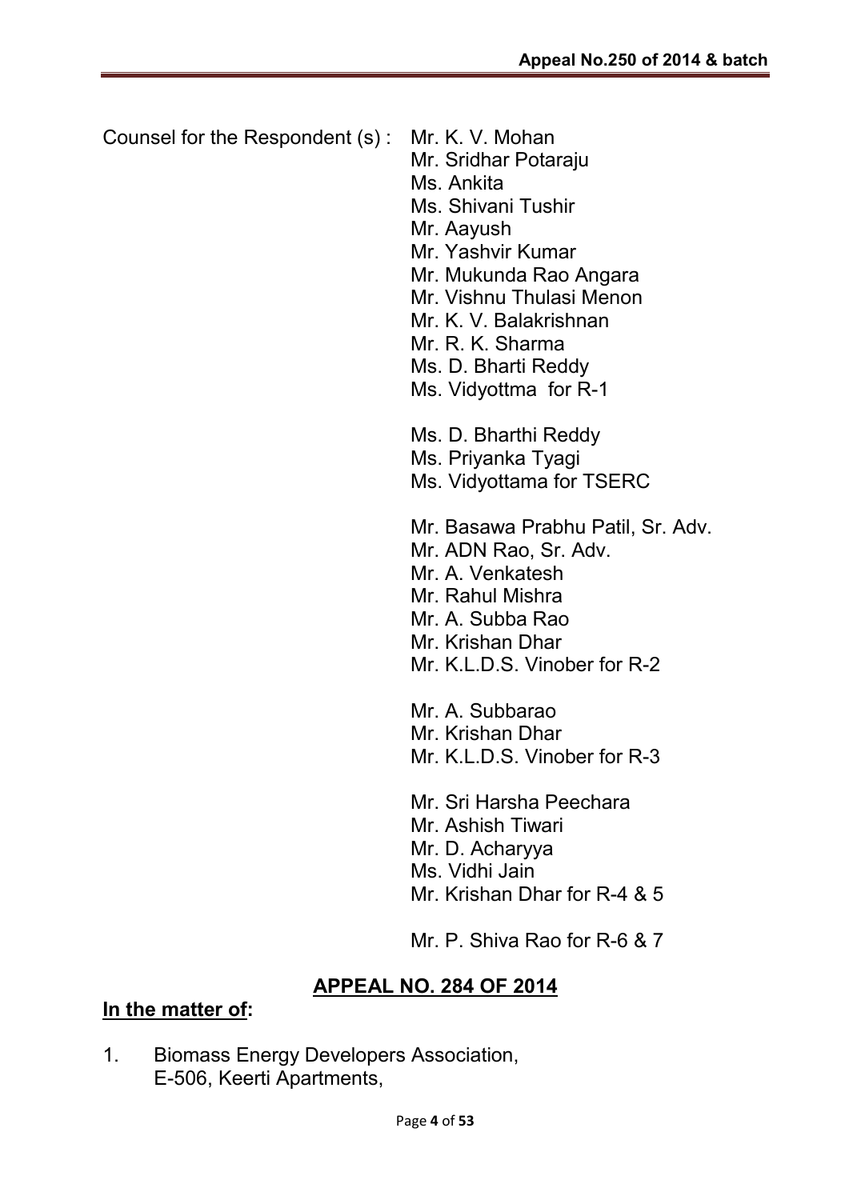Counsel for the Respondent (s) : Mr. K. V. Mohan
Mr. Sridhar Potaraju
Ms. Ankita
Ms. Shivani Tushir
Mr. Aayush
Mr. Yashvir Kumar
Mr. Mukunda Rao Angara
Mr. Vishnu Thulasi Menon
Mr. K. V. Balakrishnan
Mr. R. K. Sharma
Ms. D. Bharti Reddy
Ms. Vidyottma for R-1

Ms. D. Bharthi Reddy
Ms. Priyanka Tyagi
Ms. Vidyottama for TSERC

Mr. Basawa Prabhu Patil, Sr. Adv.
Mr. ADN Rao, Sr. Adv.
Mr. A. Venkatesh
Mr. Rahul Mishra
Mr. A. Subba Rao
Mr. Krishan Dhar
Mr. K.L.D.S. Vinober for R-2

Mr. A. Subbarao
Mr. Krishan Dhar
Mr. K.L.D.S. Vinober for R-3

Mr. Sri Harsha Peechara
Mr. Ashish Tiwari
Mr. D. Acharyya
Ms. Vidhi Jain
Mr. Krishan Dhar for R-4 & 5

Mr. P. Shiva Rao for R-6 & 7

## APPEAL NO. 284 OF 2014

**In the matter of:**

1. Biomass Energy Developers Association,
   E-506, Keerti Apartments,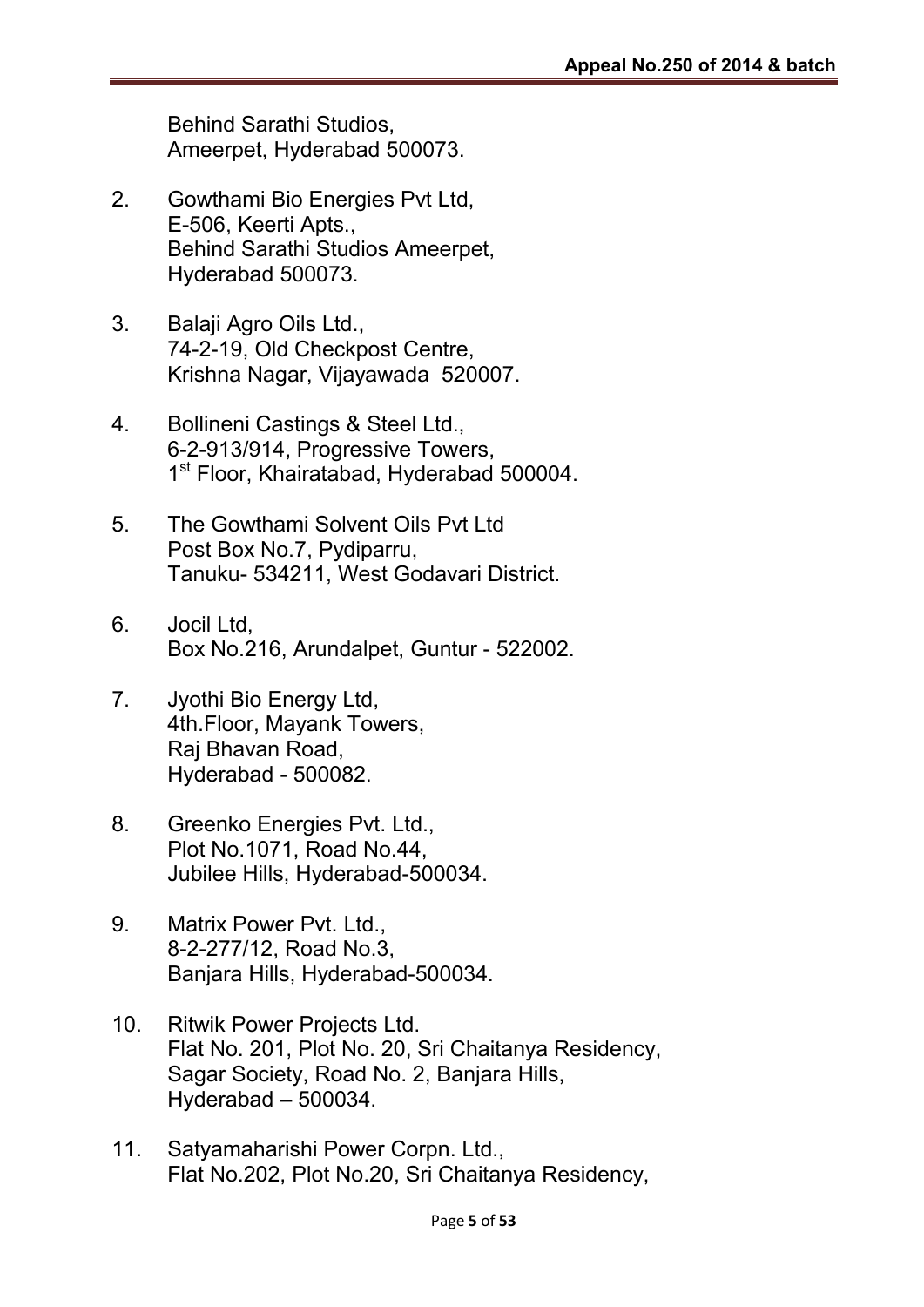Behind Sarathi Studios,
Ameerpet, Hyderabad 500073.

2. Gowthami Bio Energies Pvt Ltd,
   E-506, Keerti Apts.,
   Behind Sarathi Studios Ameerpet,
   Hyderabad 500073.

3. Balaji Agro Oils Ltd.,
   74-2-19, Old Checkpost Centre,
   Krishna Nagar, Vijayawada 520007.

4. Bollineni Castings & Steel Ltd.,
   6-2-913/914, Progressive Towers,
   1st Floor, Khairatabad, Hyderabad 500004.

5. The Gowthami Solvent Oils Pvt Ltd
   Post Box No.7, Pydiparru,
   Tanuku- 534211, West Godavari District.

6. Jocil Ltd,
   Box No.216, Arundalpet, Guntur - 522002.

7. Jyothi Bio Energy Ltd,
   4th.Floor, Mayank Towers,
   Raj Bhavan Road,
   Hyderabad - 500082.

8. Greenko Energies Pvt. Ltd.,
   Plot No.1071, Road No.44,
   Jubilee Hills, Hyderabad-500034.

9. Matrix Power Pvt. Ltd.,
   8-2-277/12, Road No.3,
   Banjara Hills, Hyderabad-500034.

10. Ritwik Power Projects Ltd.
    Flat No. 201, Plot No. 20, Sri Chaitanya Residency,
    Sagar Society, Road No. 2, Banjara Hills,
    Hyderabad – 500034.

11. Satyamaharishi Power Corpn. Ltd.,
    Flat No.202, Plot No.20, Sri Chaitanya Residency,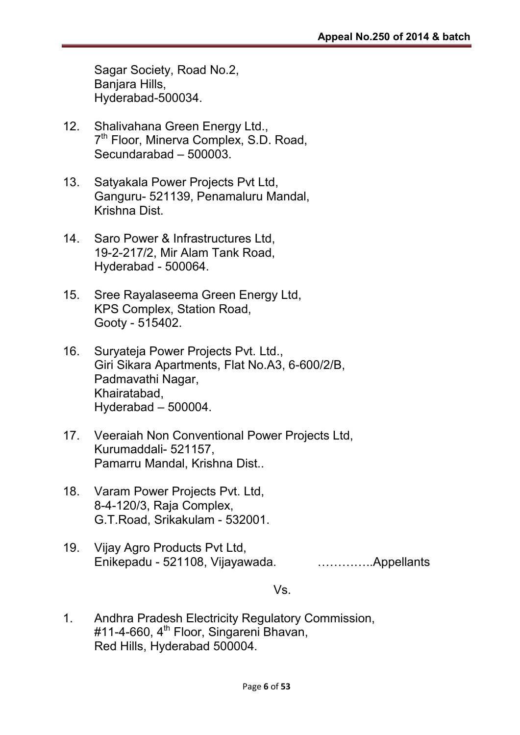Sagar Society, Road No.2,
Banjara Hills,
Hyderabad-500034.

12. Shalivahana Green Energy Ltd.,
7th Floor, Minerva Complex, S.D. Road,
Secundarabad – 500003.

13. Satyakala Power Projects Pvt Ltd,
Ganguru- 521139, Penamaluru Mandal,
Krishna Dist.

14. Saro Power & Infrastructures Ltd,
19-2-217/2, Mir Alam Tank Road,
Hyderabad - 500064.

15. Sree Rayalaseema Green Energy Ltd,
KPS Complex, Station Road,
Gooty - 515402.

16. Suryateja Power Projects Pvt. Ltd.,
Giri Sikara Apartments, Flat No.A3, 6-600/2/B,
Padmavathi Nagar,
Khairatabad,
Hyderabad – 500004.

17. Veeraiah Non Conventional Power Projects Ltd,
Kurumaddali- 521157,
Pamarru Mandal, Krishna Dist..

18. Varam Power Projects Pvt. Ltd,
8-4-120/3, Raja Complex,
G.T.Road, Srikakulam - 532001.

19. Vijay Agro Products Pvt Ltd,
Enikepadu - 521108, Vijayawada. …………..Appellants

Vs.

1. Andhra Pradesh Electricity Regulatory Commission,
#11-4-660, 4th Floor, Singareni Bhavan,
Red Hills, Hyderabad 500004.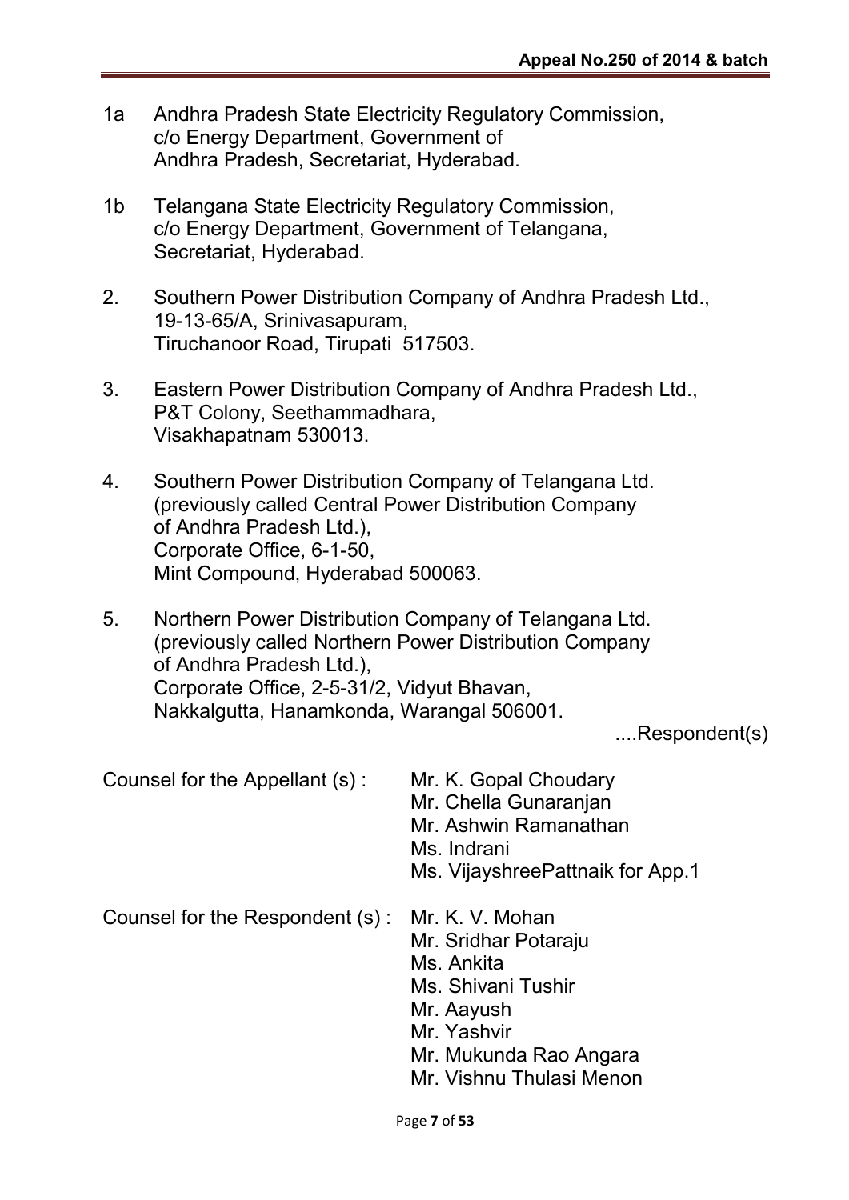1a Andhra Pradesh State Electricity Regulatory Commission, c/o Energy Department, Government of Andhra Pradesh, Secretariat, Hyderabad.

1b Telangana State Electricity Regulatory Commission, c/o Energy Department, Government of Telangana, Secretariat, Hyderabad.

2. Southern Power Distribution Company of Andhra Pradesh Ltd., 19-13-65/A, Srinivasapuram, Tiruchanoor Road, Tirupati 517503.

3. Eastern Power Distribution Company of Andhra Pradesh Ltd., P&T Colony, Seethammadhara, Visakhapatnam 530013.

4. Southern Power Distribution Company of Telangana Ltd. (previously called Central Power Distribution Company of Andhra Pradesh Ltd.), Corporate Office, 6-1-50, Mint Compound, Hyderabad 500063.

5. Northern Power Distribution Company of Telangana Ltd. (previously called Northern Power Distribution Company of Andhra Pradesh Ltd.), Corporate Office, 2-5-31/2, Vidyut Bhavan, Nakkalgutta, Hanamkonda, Warangal 506001.

....Respondent(s)

Counsel for the Appellant (s) : Mr. K. Gopal Choudary
Mr. Chella Gunaranjan
Mr. Ashwin Ramanathan
Ms. Indrani
Ms. VijayshreePattnaik for App.1

Counsel for the Respondent (s) : Mr. K. V. Mohan
Mr. Sridhar Potaraju
Ms. Ankita
Ms. Shivani Tushir
Mr. Aayush
Mr. Yashvir
Mr. Mukunda Rao Angara
Mr. Vishnu Thulasi Menon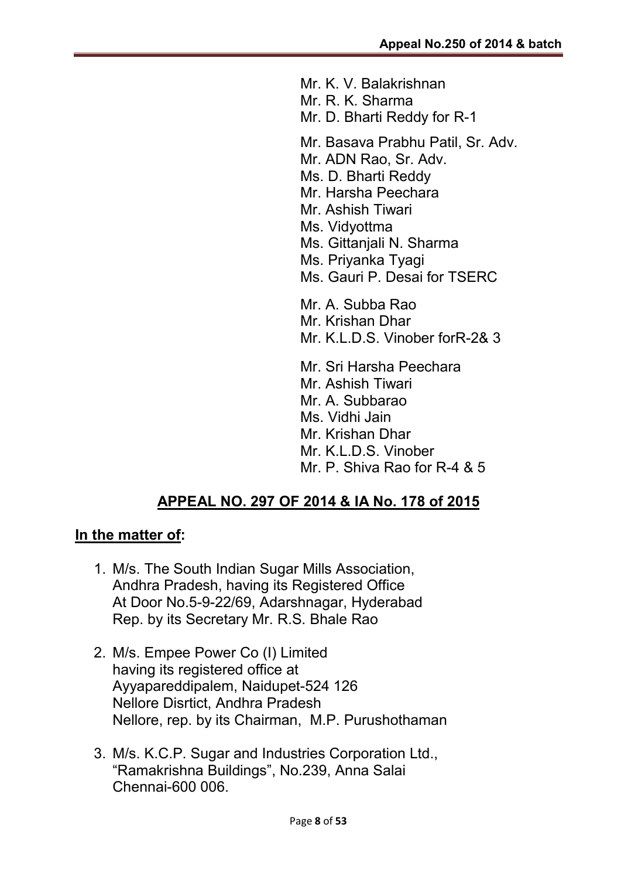Mr. K. V. Balakrishnan
Mr. R. K. Sharma
Mr. D. Bharti Reddy for R-1

Mr. Basava Prabhu Patil, Sr. Adv.
Mr. ADN Rao, Sr. Adv.
Ms. D. Bharti Reddy
Mr. Harsha Peechara
Mr. Ashish Tiwari
Ms. Vidyottma
Ms. Gittanjali N. Sharma
Ms. Priyanka Tyagi
Ms. Gauri P. Desai for TSERC

Mr. A. Subba Rao
Mr. Krishan Dhar
Mr. K.L.D.S. Vinober forR-2& 3

Mr. Sri Harsha Peechara
Mr. Ashish Tiwari
Mr. A. Subbarao
Ms. Vidhi Jain
Mr. Krishan Dhar
Mr. K.L.D.S. Vinober
Mr. P. Shiva Rao for R-4 & 5

## **APPEAL NO. 297 OF 2014 & IA No. 178 of 2015**

**In the matter of:**

1. M/s. The South Indian Sugar Mills Association, Andhra Pradesh, having its Registered Office At Door No.5-9-22/69, Adarshnagar, Hyderabad Rep. by its Secretary Mr. R.S. Bhale Rao

2. M/s. Empee Power Co (I) Limited having its registered office at Ayyapareddipalem, Naidupet-524 126 Nellore Disrtict, Andhra Pradesh Nellore, rep. by its Chairman, M.P. Purushothaman

3. M/s. K.C.P. Sugar and Industries Corporation Ltd., "Ramakrishna Buildings", No.239, Anna Salai Chennai-600 006.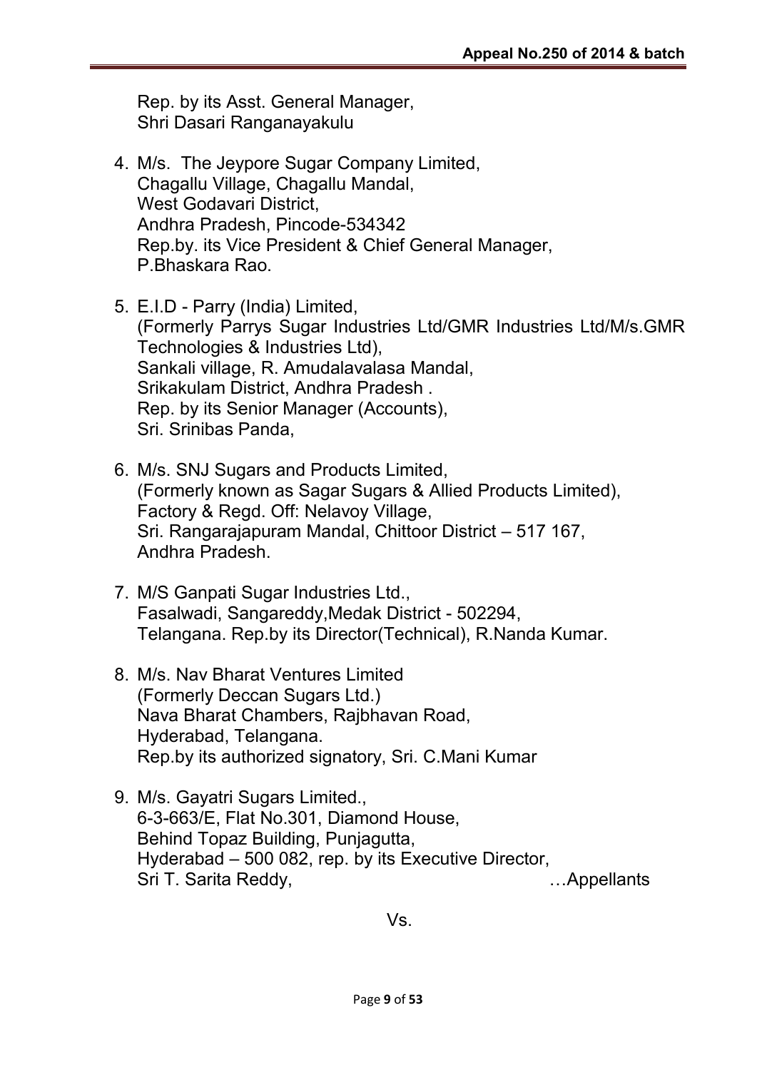Rep. by its Asst. General Manager,
Shri Dasari Ranganayakulu

4. M/s. The Jeypore Sugar Company Limited,
   Chagallu Village, Chagallu Mandal,
   West Godavari District,
   Andhra Pradesh, Pincode-534342
   Rep.by. its Vice President & Chief General Manager,
   P.Bhaskara Rao.

5. E.I.D - Parry (India) Limited,
   (Formerly Parrys Sugar Industries Ltd/GMR Industries Ltd/M/s.GMR Technologies & Industries Ltd),
   Sankali village, R. Amudalavalasa Mandal,
   Srikakulam District, Andhra Pradesh .
   Rep. by its Senior Manager (Accounts),
   Sri. Srinibas Panda,

6. M/s. SNJ Sugars and Products Limited,
   (Formerly known as Sagar Sugars & Allied Products Limited),
   Factory & Regd. Off: Nelavoy Village,
   Sri. Rangarajapuram Mandal, Chittoor District – 517 167,
   Andhra Pradesh.

7. M/S Ganpati Sugar Industries Ltd.,
   Fasalwadi, Sangareddy,Medak District - 502294,
   Telangana. Rep.by its Director(Technical), R.Nanda Kumar.

8. M/s. Nav Bharat Ventures Limited
   (Formerly Deccan Sugars Ltd.)
   Nava Bharat Chambers, Rajbhavan Road,
   Hyderabad, Telangana.
   Rep.by its authorized signatory, Sri. C.Mani Kumar

9. M/s. Gayatri Sugars Limited.,
   6-3-663/E, Flat No.301, Diamond House,
   Behind Topaz Building, Punjagutta,
   Hyderabad – 500 082, rep. by its Executive Director,
   Sri T. Sarita Reddy, …Appellants

Vs.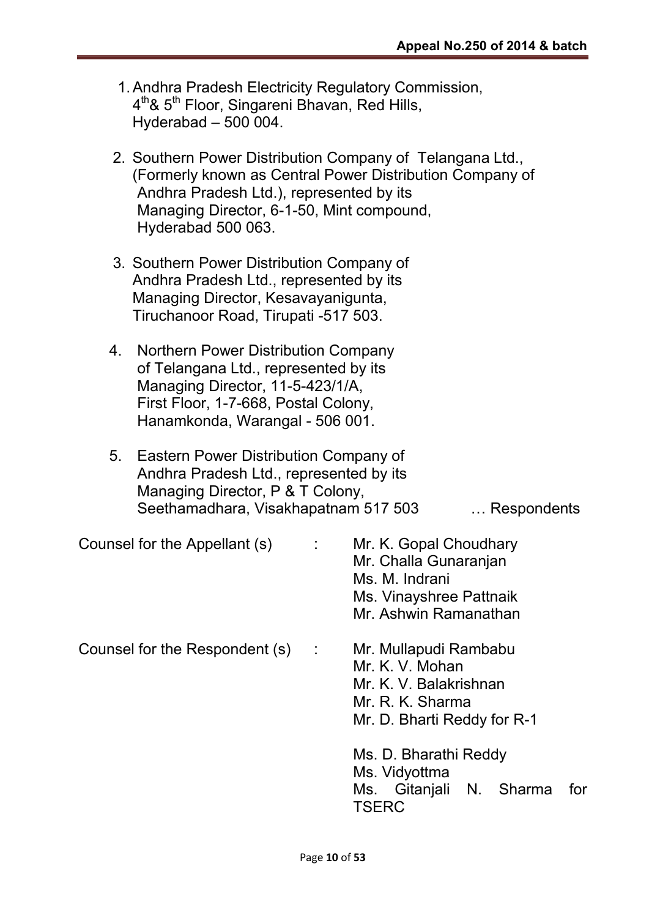1. Andhra Pradesh Electricity Regulatory Commission,
   4th & 5th Floor, Singareni Bhavan, Red Hills,
   Hyderabad – 500 004.

2. Southern Power Distribution Company of Telangana Ltd.,
   (Formerly known as Central Power Distribution Company of Andhra Pradesh Ltd.), represented by its
   Managing Director, 6-1-50, Mint compound,
   Hyderabad 500 063.

3. Southern Power Distribution Company of
   Andhra Pradesh Ltd., represented by its
   Managing Director, Kesavayanigunta,
   Tiruchanoor Road, Tirupati -517 503.

4. Northern Power Distribution Company
   of Telangana Ltd., represented by its
   Managing Director, 11-5-423/1/A,
   First Floor, 1-7-668, Postal Colony,
   Hanamkonda, Warangal - 506 001.

5. Eastern Power Distribution Company of
   Andhra Pradesh Ltd., represented by its
   Managing Director, P & T Colony,
   Seethamadhara, Visakhapatnam 517 503 … Respondents

Counsel for the Appellant (s) : Mr. K. Gopal Choudhary
Mr. Challa Gunaranjan
Ms. M. Indrani
Ms. Vinayshree Pattnaik
Mr. Ashwin Ramanathan

Counsel for the Respondent (s) : Mr. Mullapudi Rambabu
Mr. K. V. Mohan
Mr. K. V. Balakrishnan
Mr. R. K. Sharma
Mr. D. Bharti Reddy for R-1

Ms. D. Bharathi Reddy
Ms. Vidyottma
Ms. Gitanjali N. Sharma for TSERC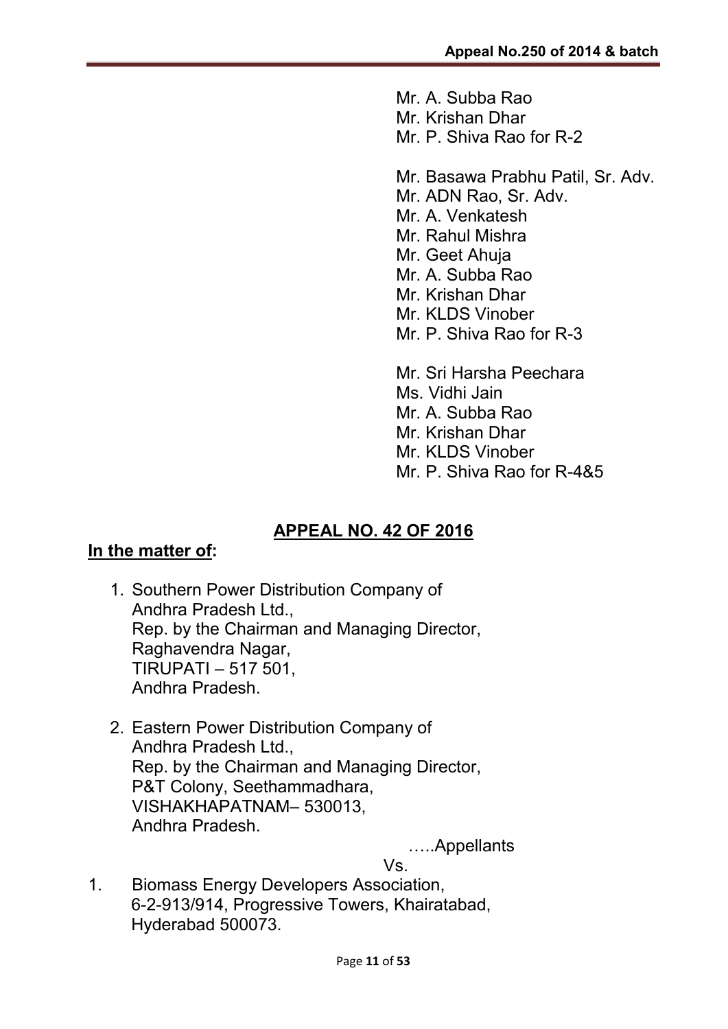Mr. A. Subba Rao
Mr. Krishan Dhar
Mr. P. Shiva Rao for R-2

Mr. Basawa Prabhu Patil, Sr. Adv.
Mr. ADN Rao, Sr. Adv.
Mr. A. Venkatesh
Mr. Rahul Mishra
Mr. Geet Ahuja
Mr. A. Subba Rao
Mr. Krishan Dhar
Mr. KLDS Vinober
Mr. P. Shiva Rao for R-3

Mr. Sri Harsha Peechara
Ms. Vidhi Jain
Mr. A. Subba Rao
Mr. Krishan Dhar
Mr. KLDS Vinober
Mr. P. Shiva Rao for R-4&5

## APPEAL NO. 42 OF 2016

**In the matter of:**

1. Southern Power Distribution Company of Andhra Pradesh Ltd.,
   Rep. by the Chairman and Managing Director,
   Raghavendra Nagar,
   TIRUPATI – 517 501,
   Andhra Pradesh.

2. Eastern Power Distribution Company of Andhra Pradesh Ltd.,
   Rep. by the Chairman and Managing Director,
   P&T Colony, Seethammadhara,
   VISHAKHAPATNAM– 530013,
   Andhra Pradesh.

…..Appellants

Vs.

1. Biomass Energy Developers Association,
   6-2-913/914, Progressive Towers, Khairatabad,
   Hyderabad 500073.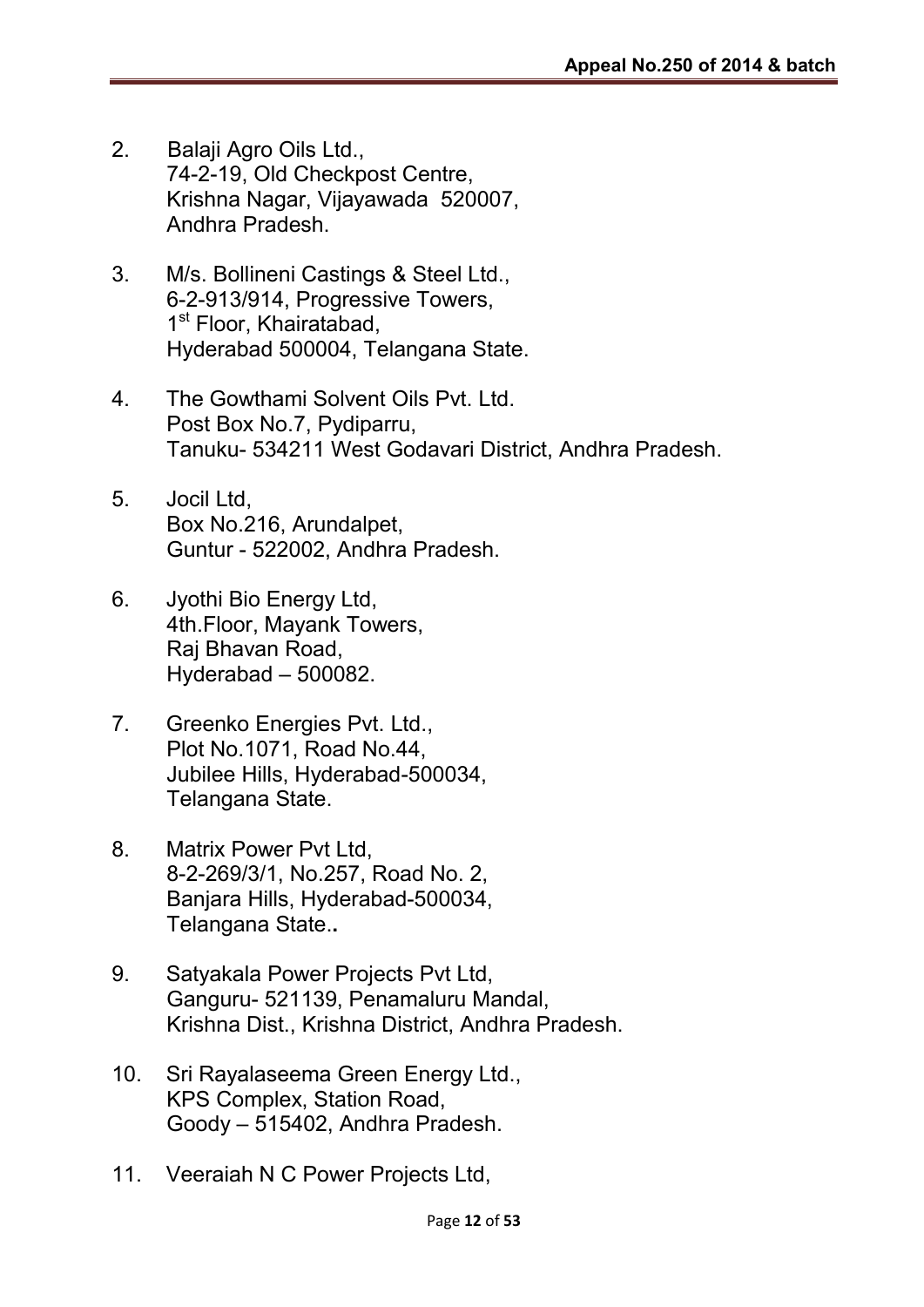2. Balaji Agro Oils Ltd.,
   74-2-19, Old Checkpost Centre,
   Krishna Nagar, Vijayawada 520007,
   Andhra Pradesh.

3. M/s. Bollineni Castings & Steel Ltd.,
   6-2-913/914, Progressive Towers,
   1st Floor, Khairatabad,
   Hyderabad 500004, Telangana State.

4. The Gowthami Solvent Oils Pvt. Ltd.
   Post Box No.7, Pydiparru,
   Tanuku- 534211 West Godavari District, Andhra Pradesh.

5. Jocil Ltd,
   Box No.216, Arundalpet,
   Guntur - 522002, Andhra Pradesh.

6. Jyothi Bio Energy Ltd,
   4th.Floor, Mayank Towers,
   Raj Bhavan Road,
   Hyderabad – 500082.

7. Greenko Energies Pvt. Ltd.,
   Plot No.1071, Road No.44,
   Jubilee Hills, Hyderabad-500034,
   Telangana State.

8. Matrix Power Pvt Ltd,
   8-2-269/3/1, No.257, Road No. 2,
   Banjara Hills, Hyderabad-500034,
   Telangana State..

9. Satyakala Power Projects Pvt Ltd,
   Ganguru- 521139, Penamaluru Mandal,
   Krishna Dist., Krishna District, Andhra Pradesh.

10. Sri Rayalaseema Green Energy Ltd.,
    KPS Complex, Station Road,
    Goody – 515402, Andhra Pradesh.

11. Veeraiah N C Power Projects Ltd,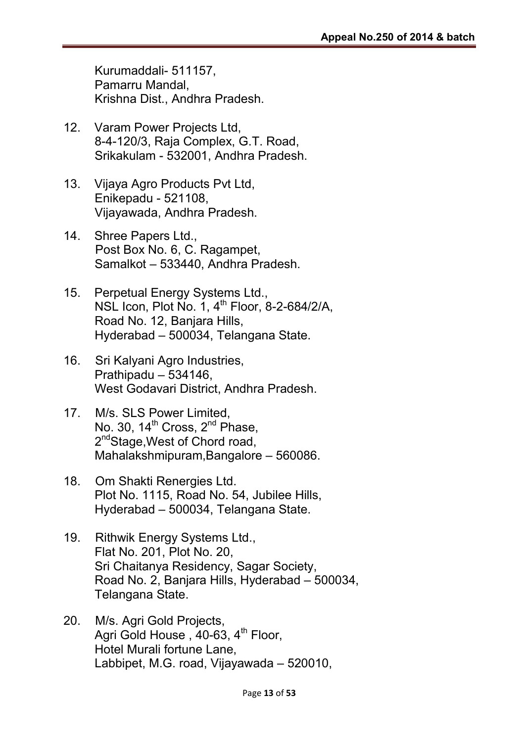Kurumaddali- 511157,
Pamarru Mandal,
Krishna Dist., Andhra Pradesh.

12. Varam Power Projects Ltd,
    8-4-120/3, Raja Complex, G.T. Road,
    Srikakulam - 532001, Andhra Pradesh.

13. Vijaya Agro Products Pvt Ltd,
    Enikepadu - 521108,
    Vijayawada, Andhra Pradesh.

14. Shree Papers Ltd.,
    Post Box No. 6, C. Ragampet,
    Samalkot – 533440, Andhra Pradesh.

15. Perpetual Energy Systems Ltd.,
    NSL Icon, Plot No. 1, 4th Floor, 8-2-684/2/A,
    Road No. 12, Banjara Hills,
    Hyderabad – 500034, Telangana State.

16. Sri Kalyani Agro Industries,
    Prathipadu – 534146,
    West Godavari District, Andhra Pradesh.

17. M/s. SLS Power Limited,
    No. 30, 14th Cross, 2nd Phase,
    2ndStage,West of Chord road,
    Mahalakshmipuram,Bangalore – 560086.

18. Om Shakti Renergies Ltd.
    Plot No. 1115, Road No. 54, Jubilee Hills,
    Hyderabad – 500034, Telangana State.

19. Rithwik Energy Systems Ltd.,
    Flat No. 201, Plot No. 20,
    Sri Chaitanya Residency, Sagar Society,
    Road No. 2, Banjara Hills, Hyderabad – 500034,
    Telangana State.

20. M/s. Agri Gold Projects,
    Agri Gold House , 40-63, 4th Floor,
    Hotel Murali fortune Lane,
    Labbipet, M.G. road, Vijayawada – 520010,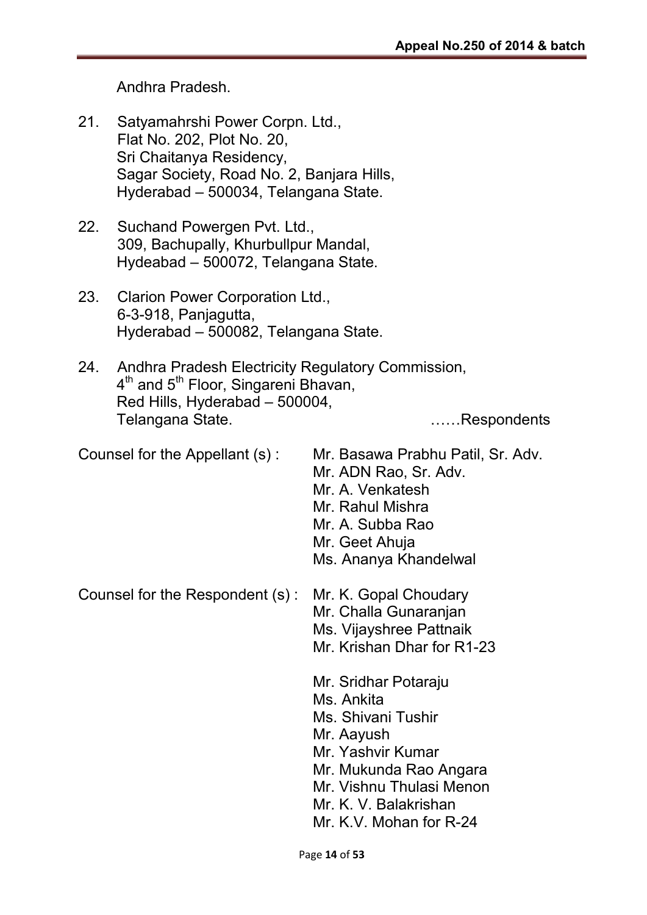Andhra Pradesh.

21. Satyamahrshi Power Corpn. Ltd.,
    Flat No. 202, Plot No. 20,
    Sri Chaitanya Residency,
    Sagar Society, Road No. 2, Banjara Hills,
    Hyderabad – 500034, Telangana State.

22. Suchand Powergen Pvt. Ltd.,
    309, Bachupally, Khurbullpur Mandal,
    Hydeabad – 500072, Telangana State.

23. Clarion Power Corporation Ltd.,
    6-3-918, Panjagutta,
    Hyderabad – 500082, Telangana State.

24. Andhra Pradesh Electricity Regulatory Commission,
    4th and 5th Floor, Singareni Bhavan,
    Red Hills, Hyderabad – 500004,
    Telangana State. ……Respondents

Counsel for the Appellant (s) : Mr. Basawa Prabhu Patil, Sr. Adv.
Mr. ADN Rao, Sr. Adv.
Mr. A. Venkatesh
Mr. Rahul Mishra
Mr. A. Subba Rao
Mr. Geet Ahuja
Ms. Ananya Khandelwal

Counsel for the Respondent (s) : Mr. K. Gopal Choudary
Mr. Challa Gunaranjan
Ms. Vijayshree Pattnaik
Mr. Krishan Dhar for R1-23

Mr. Sridhar Potaraju
Ms. Ankita
Ms. Shivani Tushir
Mr. Aayush
Mr. Yashvir Kumar
Mr. Mukunda Rao Angara
Mr. Vishnu Thulasi Menon
Mr. K. V. Balakrishan
Mr. K.V. Mohan for R-24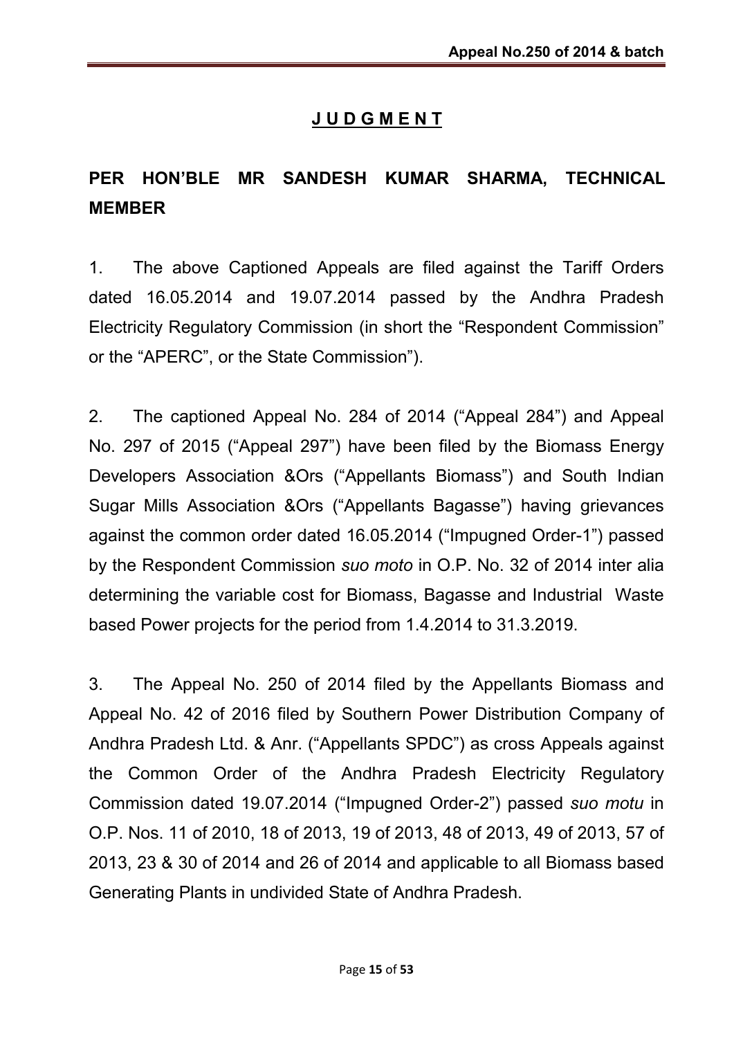## J U D G M E N T

**PER HON'BLE MR SANDESH KUMAR SHARMA, TECHNICAL MEMBER**

1. The above Captioned Appeals are filed against the Tariff Orders dated 16.05.2014 and 19.07.2014 passed by the Andhra Pradesh Electricity Regulatory Commission (in short the "Respondent Commission" or the "APERC", or the State Commission").

2. The captioned Appeal No. 284 of 2014 ("Appeal 284") and Appeal No. 297 of 2015 ("Appeal 297") have been filed by the Biomass Energy Developers Association &Ors ("Appellants Biomass") and South Indian Sugar Mills Association &Ors ("Appellants Bagasse") having grievances against the common order dated 16.05.2014 ("Impugned Order-1") passed by the Respondent Commission *suo moto* in O.P. No. 32 of 2014 inter alia determining the variable cost for Biomass, Bagasse and Industrial Waste based Power projects for the period from 1.4.2014 to 31.3.2019.

3. The Appeal No. 250 of 2014 filed by the Appellants Biomass and Appeal No. 42 of 2016 filed by Southern Power Distribution Company of Andhra Pradesh Ltd. & Anr. ("Appellants SPDC") as cross Appeals against the Common Order of the Andhra Pradesh Electricity Regulatory Commission dated 19.07.2014 ("Impugned Order-2") passed *suo motu* in O.P. Nos. 11 of 2010, 18 of 2013, 19 of 2013, 48 of 2013, 49 of 2013, 57 of 2013, 23 & 30 of 2014 and 26 of 2014 and applicable to all Biomass based Generating Plants in undivided State of Andhra Pradesh.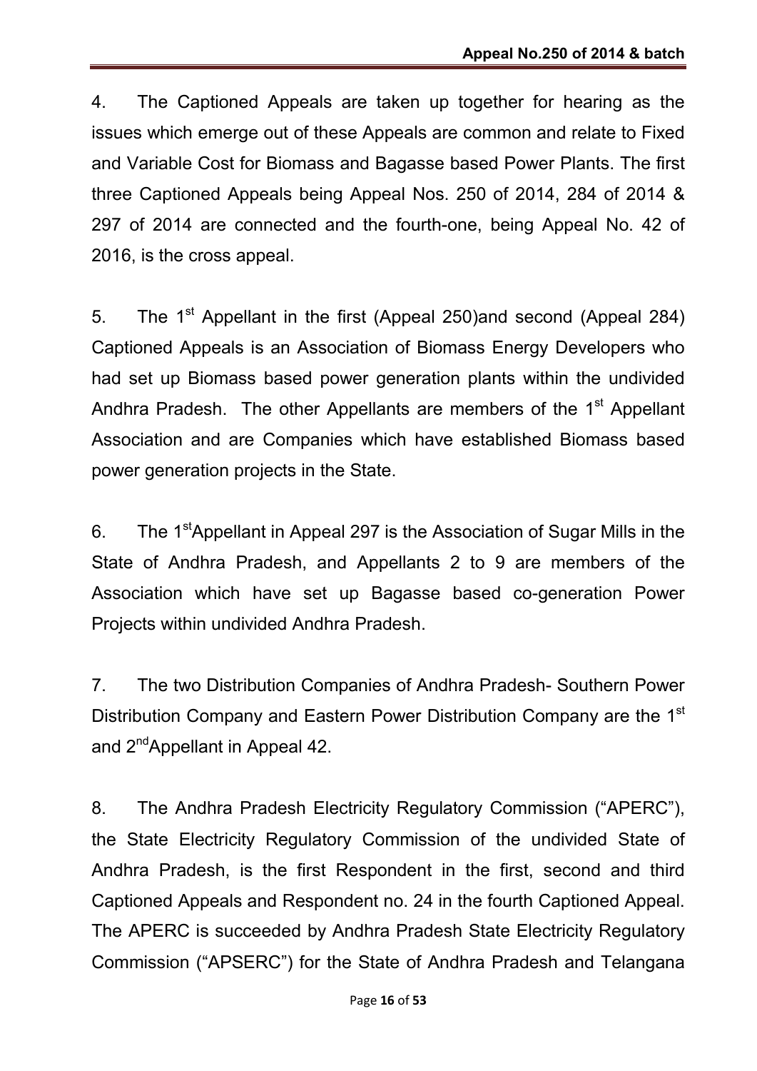4. The Captioned Appeals are taken up together for hearing as the issues which emerge out of these Appeals are common and relate to Fixed and Variable Cost for Biomass and Bagasse based Power Plants. The first three Captioned Appeals being Appeal Nos. 250 of 2014, 284 of 2014 & 297 of 2014 are connected and the fourth-one, being Appeal No. 42 of 2016, is the cross appeal.

5. The 1st Appellant in the first (Appeal 250)and second (Appeal 284) Captioned Appeals is an Association of Biomass Energy Developers who had set up Biomass based power generation plants within the undivided Andhra Pradesh. The other Appellants are members of the 1st Appellant Association and are Companies which have established Biomass based power generation projects in the State.

6. The 1stAppellant in Appeal 297 is the Association of Sugar Mills in the State of Andhra Pradesh, and Appellants 2 to 9 are members of the Association which have set up Bagasse based co-generation Power Projects within undivided Andhra Pradesh.

7. The two Distribution Companies of Andhra Pradesh- Southern Power Distribution Company and Eastern Power Distribution Company are the 1st and 2ndAppellant in Appeal 42.

8. The Andhra Pradesh Electricity Regulatory Commission ("APERC"), the State Electricity Regulatory Commission of the undivided State of Andhra Pradesh, is the first Respondent in the first, second and third Captioned Appeals and Respondent no. 24 in the fourth Captioned Appeal. The APERC is succeeded by Andhra Pradesh State Electricity Regulatory Commission ("APSERC") for the State of Andhra Pradesh and Telangana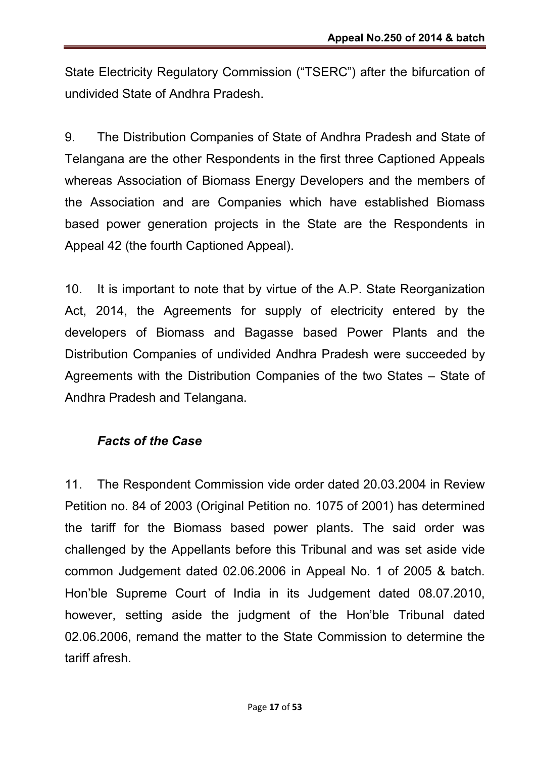State Electricity Regulatory Commission ("TSERC") after the bifurcation of undivided State of Andhra Pradesh.

9. The Distribution Companies of State of Andhra Pradesh and State of Telangana are the other Respondents in the first three Captioned Appeals whereas Association of Biomass Energy Developers and the members of the Association and are Companies which have established Biomass based power generation projects in the State are the Respondents in Appeal 42 (the fourth Captioned Appeal).

10. It is important to note that by virtue of the A.P. State Reorganization Act, 2014, the Agreements for supply of electricity entered by the developers of Biomass and Bagasse based Power Plants and the Distribution Companies of undivided Andhra Pradesh were succeeded by Agreements with the Distribution Companies of the two States – State of Andhra Pradesh and Telangana.

### *Facts of the Case*

11. The Respondent Commission vide order dated 20.03.2004 in Review Petition no. 84 of 2003 (Original Petition no. 1075 of 2001) has determined the tariff for the Biomass based power plants. The said order was challenged by the Appellants before this Tribunal and was set aside vide common Judgement dated 02.06.2006 in Appeal No. 1 of 2005 & batch. Hon'ble Supreme Court of India in its Judgement dated 08.07.2010, however, setting aside the judgment of the Hon'ble Tribunal dated 02.06.2006, remand the matter to the State Commission to determine the tariff afresh.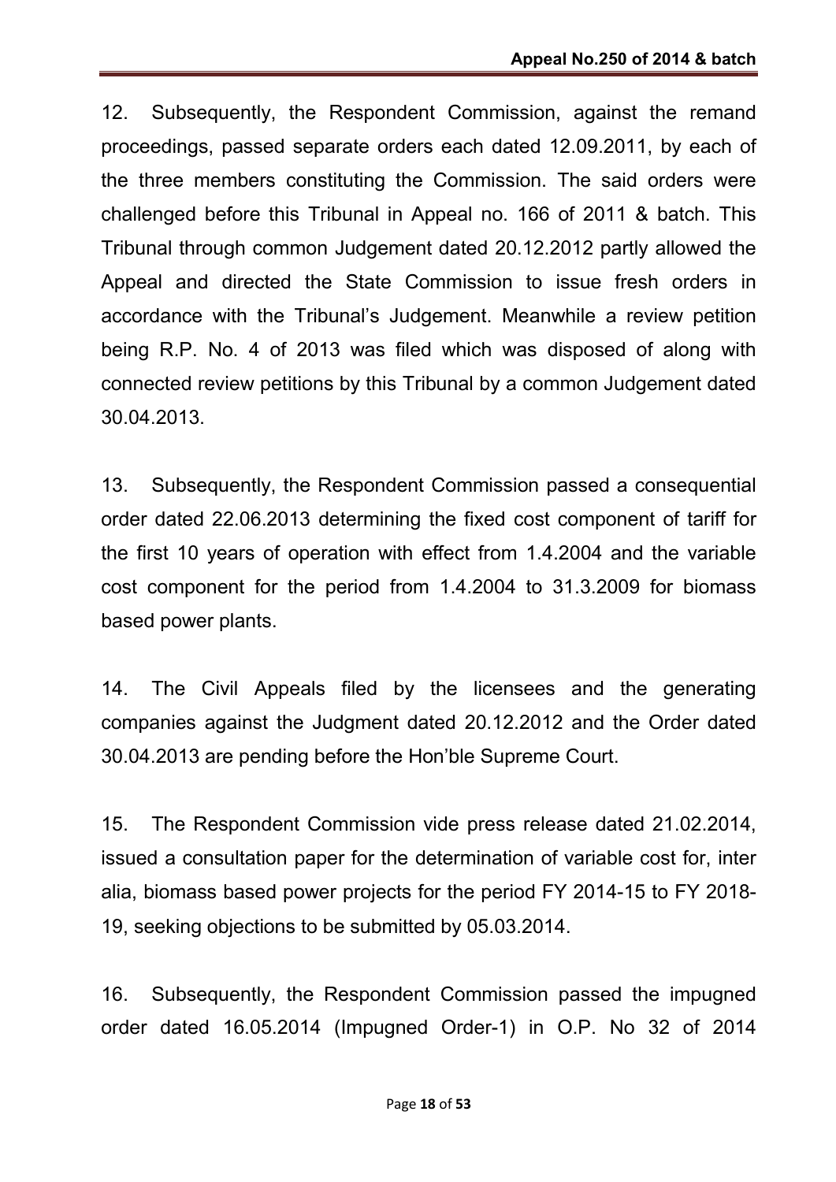12. Subsequently, the Respondent Commission, against the remand proceedings, passed separate orders each dated 12.09.2011, by each of the three members constituting the Commission. The said orders were challenged before this Tribunal in Appeal no. 166 of 2011 & batch. This Tribunal through common Judgement dated 20.12.2012 partly allowed the Appeal and directed the State Commission to issue fresh orders in accordance with the Tribunal's Judgement. Meanwhile a review petition being R.P. No. 4 of 2013 was filed which was disposed of along with connected review petitions by this Tribunal by a common Judgement dated 30.04.2013.

13. Subsequently, the Respondent Commission passed a consequential order dated 22.06.2013 determining the fixed cost component of tariff for the first 10 years of operation with effect from 1.4.2004 and the variable cost component for the period from 1.4.2004 to 31.3.2009 for biomass based power plants.

14. The Civil Appeals filed by the licensees and the generating companies against the Judgment dated 20.12.2012 and the Order dated 30.04.2013 are pending before the Hon'ble Supreme Court.

15. The Respondent Commission vide press release dated 21.02.2014, issued a consultation paper for the determination of variable cost for, inter alia, biomass based power projects for the period FY 2014-15 to FY 2018-19, seeking objections to be submitted by 05.03.2014.

16. Subsequently, the Respondent Commission passed the impugned order dated 16.05.2014 (Impugned Order-1) in O.P. No 32 of 2014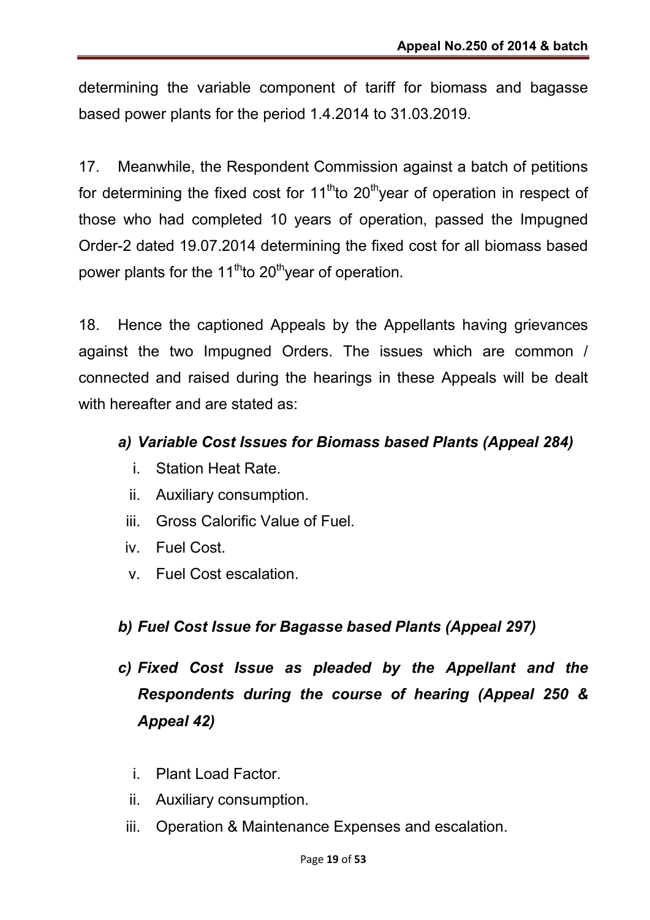determining the variable component of tariff for biomass and bagasse based power plants for the period 1.4.2014 to 31.03.2019.

17. Meanwhile, the Respondent Commission against a batch of petitions for determining the fixed cost for 11$^{th}$to 20$^{th}$year of operation in respect of those who had completed 10 years of operation, passed the Impugned Order-2 dated 19.07.2014 determining the fixed cost for all biomass based power plants for the 11$^{th}$to 20$^{th}$year of operation.

18. Hence the captioned Appeals by the Appellants having grievances against the two Impugned Orders. The issues which are common / connected and raised during the hearings in these Appeals will be dealt with hereafter and are stated as:

**a) *Variable Cost Issues for Biomass based Plants (Appeal 284)***

i. Station Heat Rate.
ii. Auxiliary consumption.
iii. Gross Calorific Value of Fuel.
iv. Fuel Cost.
v. Fuel Cost escalation.

**b) *Fuel Cost Issue for Bagasse based Plants (Appeal 297)***

**c) *Fixed Cost Issue as pleaded by the Appellant and the Respondents during the course of hearing (Appeal 250 & Appeal 42)***

i. Plant Load Factor.
ii. Auxiliary consumption.
iii. Operation & Maintenance Expenses and escalation.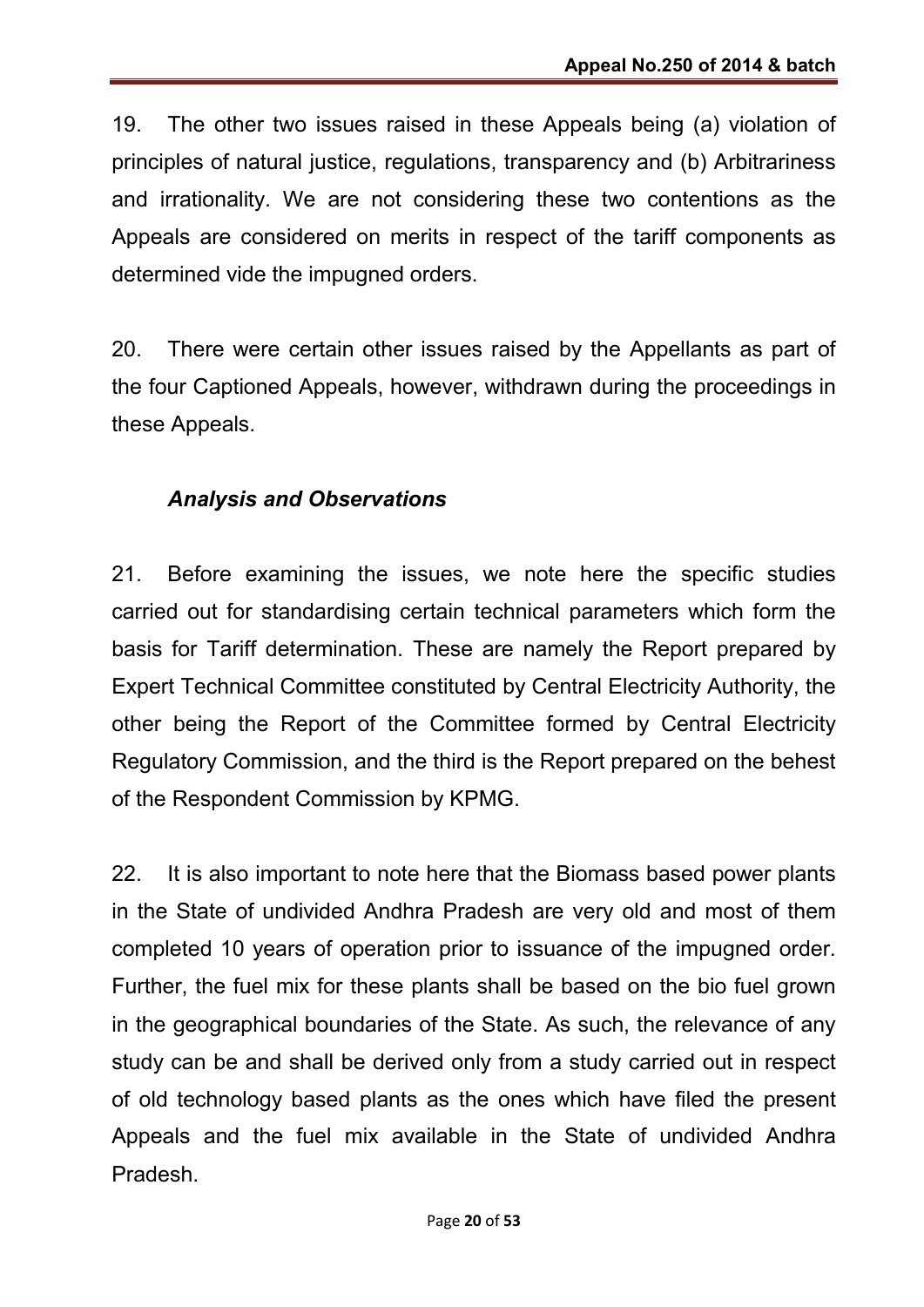19. The other two issues raised in these Appeals being (a) violation of principles of natural justice, regulations, transparency and (b) Arbitrariness and irrationality. We are not considering these two contentions as the Appeals are considered on merits in respect of the tariff components as determined vide the impugned orders.

20. There were certain other issues raised by the Appellants as part of the four Captioned Appeals, however, withdrawn during the proceedings in these Appeals.

### *Analysis and Observations*

21. Before examining the issues, we note here the specific studies carried out for standardising certain technical parameters which form the basis for Tariff determination. These are namely the Report prepared by Expert Technical Committee constituted by Central Electricity Authority, the other being the Report of the Committee formed by Central Electricity Regulatory Commission, and the third is the Report prepared on the behest of the Respondent Commission by KPMG.

22. It is also important to note here that the Biomass based power plants in the State of undivided Andhra Pradesh are very old and most of them completed 10 years of operation prior to issuance of the impugned order. Further, the fuel mix for these plants shall be based on the bio fuel grown in the geographical boundaries of the State. As such, the relevance of any study can be and shall be derived only from a study carried out in respect of old technology based plants as the ones which have filed the present Appeals and the fuel mix available in the State of undivided Andhra Pradesh.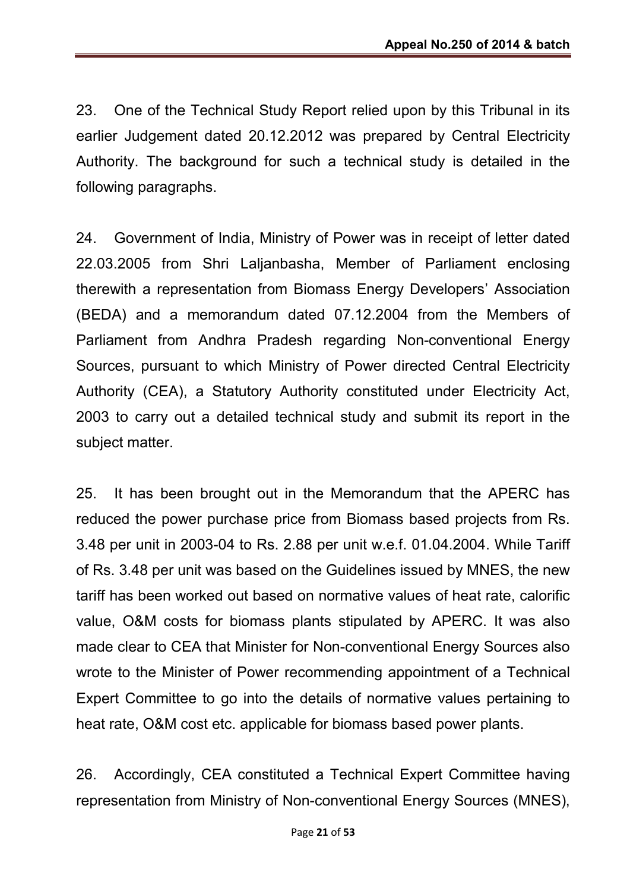23. One of the Technical Study Report relied upon by this Tribunal in its earlier Judgement dated 20.12.2012 was prepared by Central Electricity Authority. The background for such a technical study is detailed in the following paragraphs.

24. Government of India, Ministry of Power was in receipt of letter dated 22.03.2005 from Shri Laljanbasha, Member of Parliament enclosing therewith a representation from Biomass Energy Developers' Association (BEDA) and a memorandum dated 07.12.2004 from the Members of Parliament from Andhra Pradesh regarding Non-conventional Energy Sources, pursuant to which Ministry of Power directed Central Electricity Authority (CEA), a Statutory Authority constituted under Electricity Act, 2003 to carry out a detailed technical study and submit its report in the subject matter.

25. It has been brought out in the Memorandum that the APERC has reduced the power purchase price from Biomass based projects from Rs. 3.48 per unit in 2003-04 to Rs. 2.88 per unit w.e.f. 01.04.2004. While Tariff of Rs. 3.48 per unit was based on the Guidelines issued by MNES, the new tariff has been worked out based on normative values of heat rate, calorific value, O&M costs for biomass plants stipulated by APERC. It was also made clear to CEA that Minister for Non-conventional Energy Sources also wrote to the Minister of Power recommending appointment of a Technical Expert Committee to go into the details of normative values pertaining to heat rate, O&M cost etc. applicable for biomass based power plants.

26. Accordingly, CEA constituted a Technical Expert Committee having representation from Ministry of Non-conventional Energy Sources (MNES),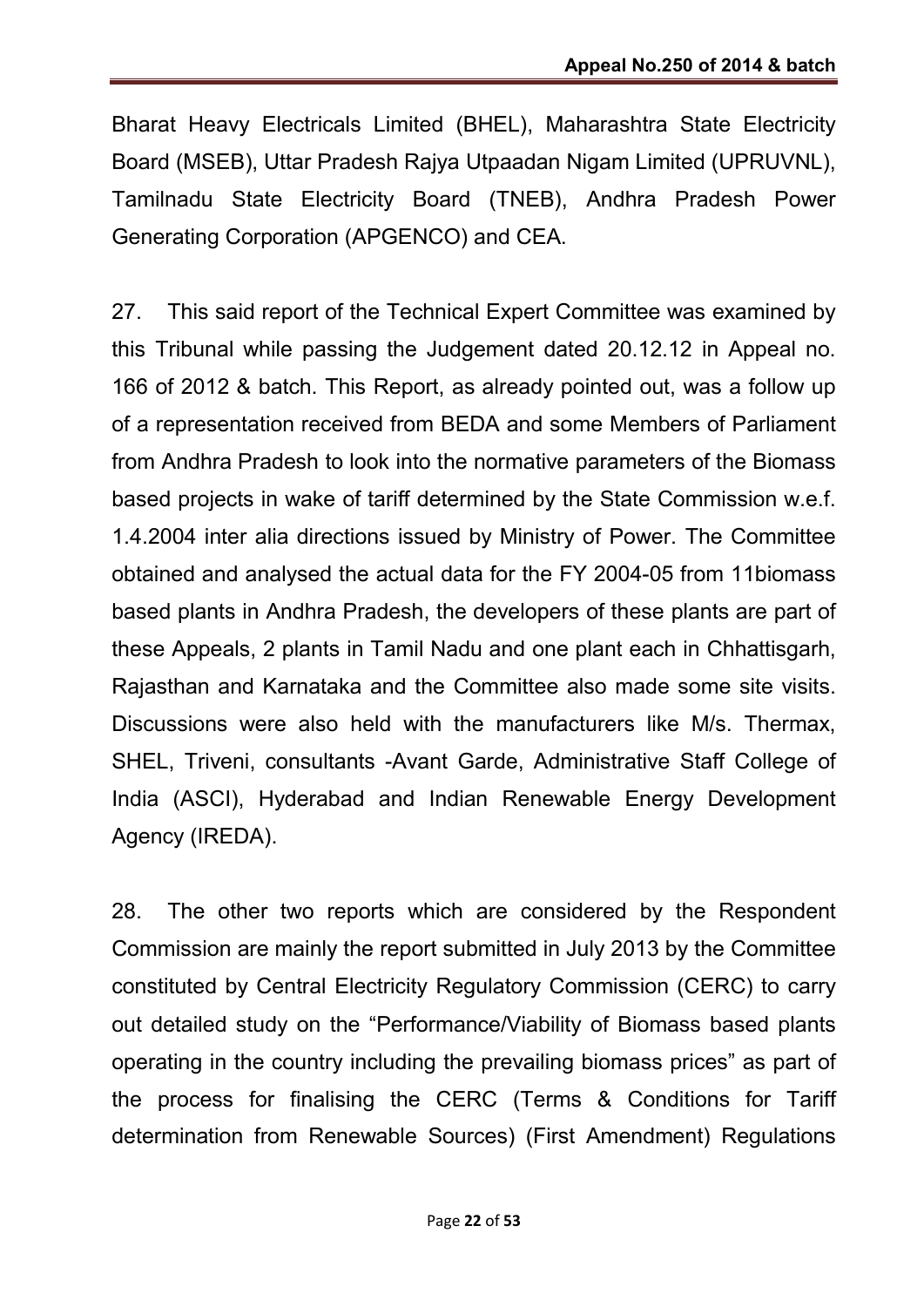Bharat Heavy Electricals Limited (BHEL), Maharashtra State Electricity Board (MSEB), Uttar Pradesh Rajya Utpaadan Nigam Limited (UPRUVNL), Tamilnadu State Electricity Board (TNEB), Andhra Pradesh Power Generating Corporation (APGENCO) and CEA.

27. This said report of the Technical Expert Committee was examined by this Tribunal while passing the Judgement dated 20.12.12 in Appeal no. 166 of 2012 & batch. This Report, as already pointed out, was a follow up of a representation received from BEDA and some Members of Parliament from Andhra Pradesh to look into the normative parameters of the Biomass based projects in wake of tariff determined by the State Commission w.e.f. 1.4.2004 inter alia directions issued by Ministry of Power. The Committee obtained and analysed the actual data for the FY 2004-05 from 11biomass based plants in Andhra Pradesh, the developers of these plants are part of these Appeals, 2 plants in Tamil Nadu and one plant each in Chhattisgarh, Rajasthan and Karnataka and the Committee also made some site visits. Discussions were also held with the manufacturers like M/s. Thermax, SHEL, Triveni, consultants -Avant Garde, Administrative Staff College of India (ASCI), Hyderabad and Indian Renewable Energy Development Agency (IREDA).

28. The other two reports which are considered by the Respondent Commission are mainly the report submitted in July 2013 by the Committee constituted by Central Electricity Regulatory Commission (CERC) to carry out detailed study on the "Performance/Viability of Biomass based plants operating in the country including the prevailing biomass prices" as part of the process for finalising the CERC (Terms & Conditions for Tariff determination from Renewable Sources) (First Amendment) Regulations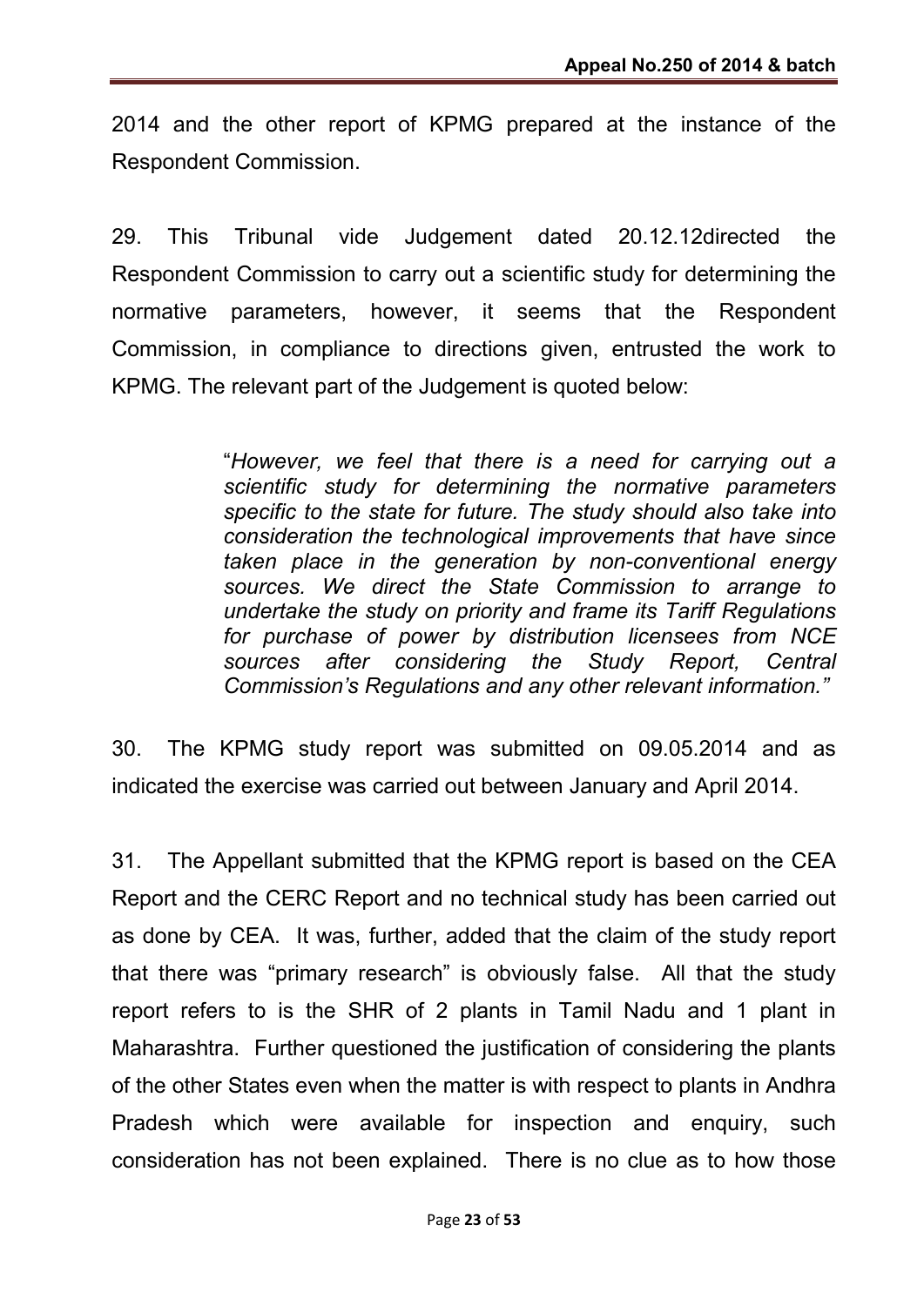2014 and the other report of KPMG prepared at the instance of the Respondent Commission.

29. This Tribunal vide Judgement dated 20.12.12directed the Respondent Commission to carry out a scientific study for determining the normative parameters, however, it seems that the Respondent Commission, in compliance to directions given, entrusted the work to KPMG. The relevant part of the Judgement is quoted below:

> "*However, we feel that there is a need for carrying out a scientific study for determining the normative parameters specific to the state for future. The study should also take into consideration the technological improvements that have since taken place in the generation by non-conventional energy sources. We direct the State Commission to arrange to undertake the study on priority and frame its Tariff Regulations for purchase of power by distribution licensees from NCE sources after considering the Study Report, Central Commission's Regulations and any other relevant information.*"

30. The KPMG study report was submitted on 09.05.2014 and as indicated the exercise was carried out between January and April 2014.

31. The Appellant submitted that the KPMG report is based on the CEA Report and the CERC Report and no technical study has been carried out as done by CEA. It was, further, added that the claim of the study report that there was "primary research" is obviously false. All that the study report refers to is the SHR of 2 plants in Tamil Nadu and 1 plant in Maharashtra. Further questioned the justification of considering the plants of the other States even when the matter is with respect to plants in Andhra Pradesh which were available for inspection and enquiry, such consideration has not been explained. There is no clue as to how those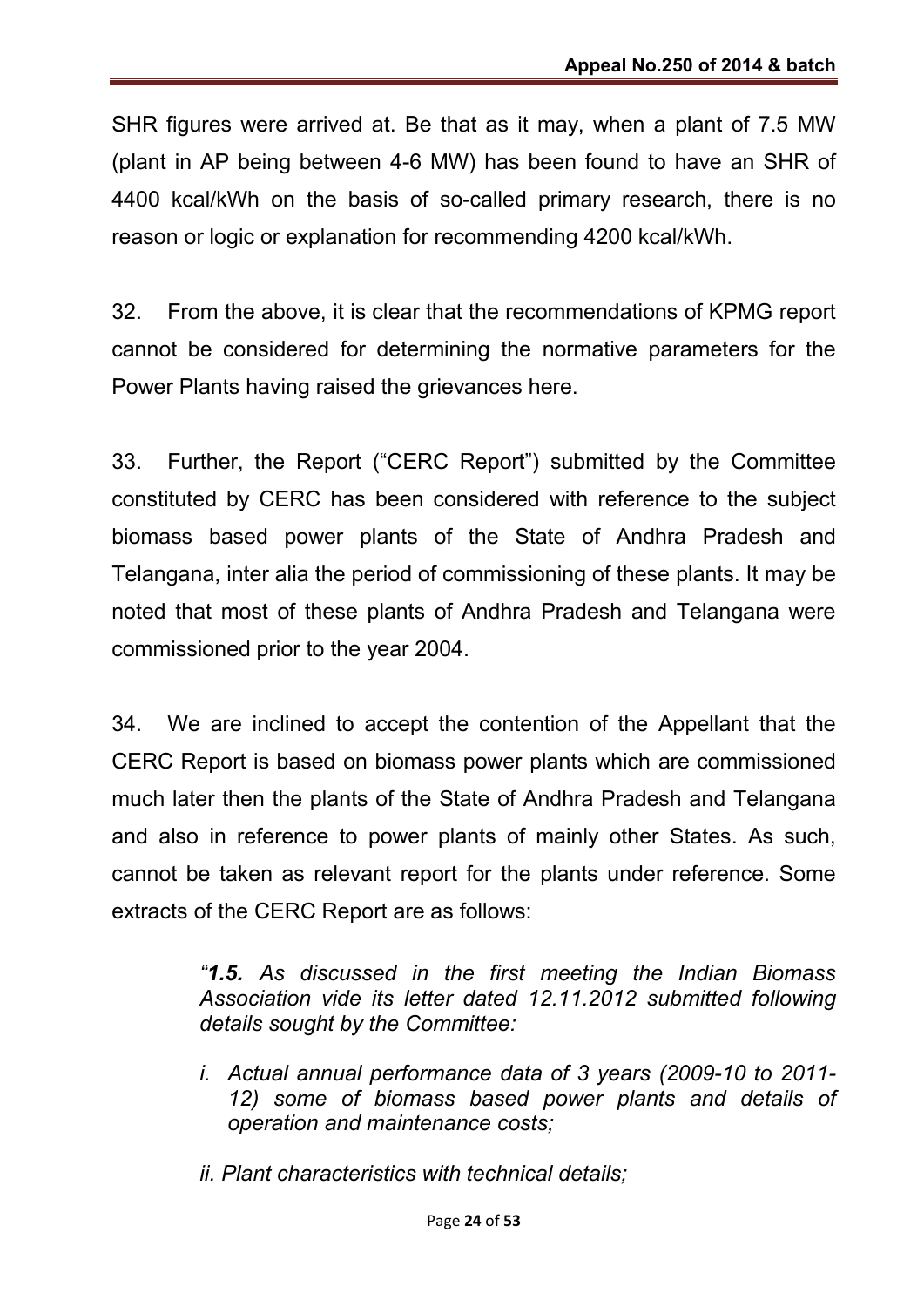SHR figures were arrived at. Be that as it may, when a plant of 7.5 MW (plant in AP being between 4-6 MW) has been found to have an SHR of 4400 kcal/kWh on the basis of so-called primary research, there is no reason or logic or explanation for recommending 4200 kcal/kWh.

32. From the above, it is clear that the recommendations of KPMG report cannot be considered for determining the normative parameters for the Power Plants having raised the grievances here.

33. Further, the Report ("CERC Report") submitted by the Committee constituted by CERC has been considered with reference to the subject biomass based power plants of the State of Andhra Pradesh and Telangana, inter alia the period of commissioning of these plants. It may be noted that most of these plants of Andhra Pradesh and Telangana were commissioned prior to the year 2004.

34. We are inclined to accept the contention of the Appellant that the CERC Report is based on biomass power plants which are commissioned much later then the plants of the State of Andhra Pradesh and Telangana and also in reference to power plants of mainly other States. As such, cannot be taken as relevant report for the plants under reference. Some extracts of the CERC Report are as follows:

> *"**1.5.** As discussed in the first meeting the Indian Biomass Association vide its letter dated 12.11.2012 submitted following details sought by the Committee:*
>
> *i. Actual annual performance data of 3 years (2009-10 to 2011-12) some of biomass based power plants and details of operation and maintenance costs;*
>
> *ii. Plant characteristics with technical details;*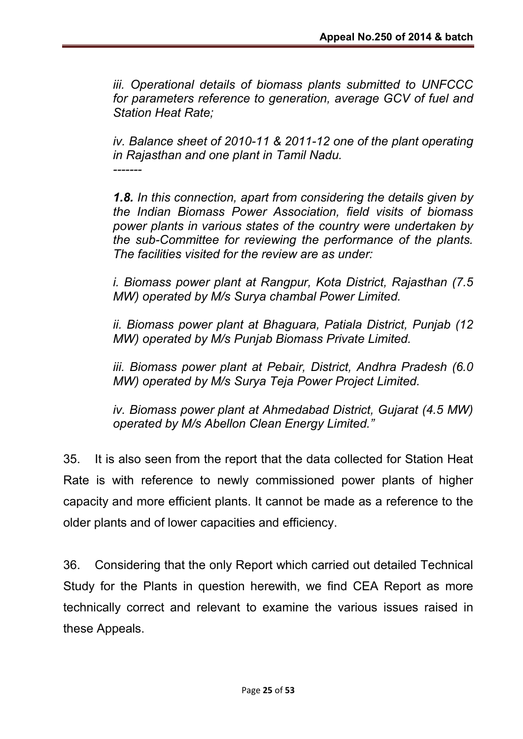*iii. Operational details of biomass plants submitted to UNFCCC for parameters reference to generation, average GCV of fuel and Station Heat Rate;*

*iv. Balance sheet of 2010-11 & 2011-12 one of the plant operating in Rajasthan and one plant in Tamil Nadu.*

*-------*

***1.8.** In this connection, apart from considering the details given by the Indian Biomass Power Association, field visits of biomass power plants in various states of the country were undertaken by the sub-Committee for reviewing the performance of the plants. The facilities visited for the review are as under:*

*i. Biomass power plant at Rangpur, Kota District, Rajasthan (7.5 MW) operated by M/s Surya chambal Power Limited.*

*ii. Biomass power plant at Bhaguara, Patiala District, Punjab (12 MW) operated by M/s Punjab Biomass Private Limited.*

*iii. Biomass power plant at Pebair, District, Andhra Pradesh (6.0 MW) operated by M/s Surya Teja Power Project Limited.*

*iv. Biomass power plant at Ahmedabad District, Gujarat (4.5 MW) operated by M/s Abellon Clean Energy Limited."*

35. It is also seen from the report that the data collected for Station Heat Rate is with reference to newly commissioned power plants of higher capacity and more efficient plants. It cannot be made as a reference to the older plants and of lower capacities and efficiency.

36. Considering that the only Report which carried out detailed Technical Study for the Plants in question herewith, we find CEA Report as more technically correct and relevant to examine the various issues raised in these Appeals.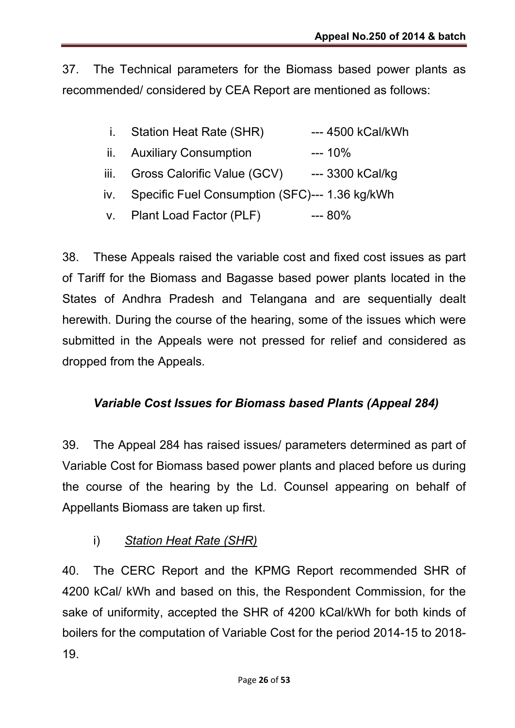37. The Technical parameters for the Biomass based power plants as recommended/ considered by CEA Report are mentioned as follows:

i. Station Heat Rate (SHR) --- 4500 kCal/kWh
ii. Auxiliary Consumption --- 10%
iii. Gross Calorific Value (GCV) --- 3300 kCal/kg
iv. Specific Fuel Consumption (SFC)--- 1.36 kg/kWh
v. Plant Load Factor (PLF) --- 80%

38. These Appeals raised the variable cost and fixed cost issues as part of Tariff for the Biomass and Bagasse based power plants located in the States of Andhra Pradesh and Telangana and are sequentially dealt herewith. During the course of the hearing, some of the issues which were submitted in the Appeals were not pressed for relief and considered as dropped from the Appeals.

### ***Variable Cost Issues for Biomass based Plants (Appeal 284)***

39. The Appeal 284 has raised issues/ parameters determined as part of Variable Cost for Biomass based power plants and placed before us during the course of the hearing by the Ld. Counsel appearing on behalf of Appellants Biomass are taken up first.

i) *Station Heat Rate (SHR)*

40. The CERC Report and the KPMG Report recommended SHR of 4200 kCal/ kWh and based on this, the Respondent Commission, for the sake of uniformity, accepted the SHR of 4200 kCal/kWh for both kinds of boilers for the computation of Variable Cost for the period 2014-15 to 2018-19.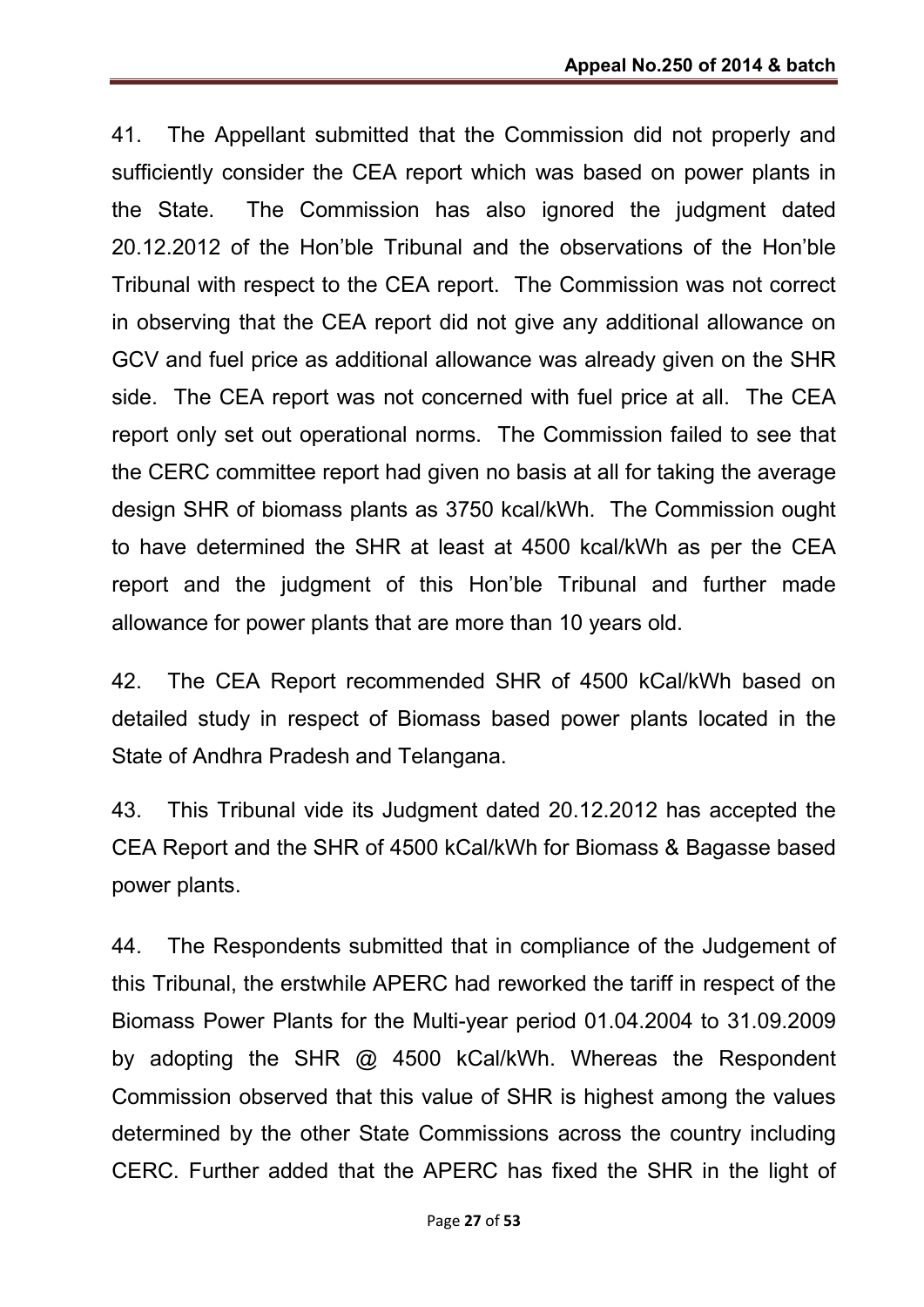41. The Appellant submitted that the Commission did not properly and sufficiently consider the CEA report which was based on power plants in the State. The Commission has also ignored the judgment dated 20.12.2012 of the Hon'ble Tribunal and the observations of the Hon'ble Tribunal with respect to the CEA report. The Commission was not correct in observing that the CEA report did not give any additional allowance on GCV and fuel price as additional allowance was already given on the SHR side. The CEA report was not concerned with fuel price at all. The CEA report only set out operational norms. The Commission failed to see that the CERC committee report had given no basis at all for taking the average design SHR of biomass plants as 3750 kcal/kWh. The Commission ought to have determined the SHR at least at 4500 kcal/kWh as per the CEA report and the judgment of this Hon'ble Tribunal and further made allowance for power plants that are more than 10 years old.

42. The CEA Report recommended SHR of 4500 kCal/kWh based on detailed study in respect of Biomass based power plants located in the State of Andhra Pradesh and Telangana.

43. This Tribunal vide its Judgment dated 20.12.2012 has accepted the CEA Report and the SHR of 4500 kCal/kWh for Biomass & Bagasse based power plants.

44. The Respondents submitted that in compliance of the Judgement of this Tribunal, the erstwhile APERC had reworked the tariff in respect of the Biomass Power Plants for the Multi-year period 01.04.2004 to 31.09.2009 by adopting the SHR @ 4500 kCal/kWh. Whereas the Respondent Commission observed that this value of SHR is highest among the values determined by the other State Commissions across the country including CERC. Further added that the APERC has fixed the SHR in the light of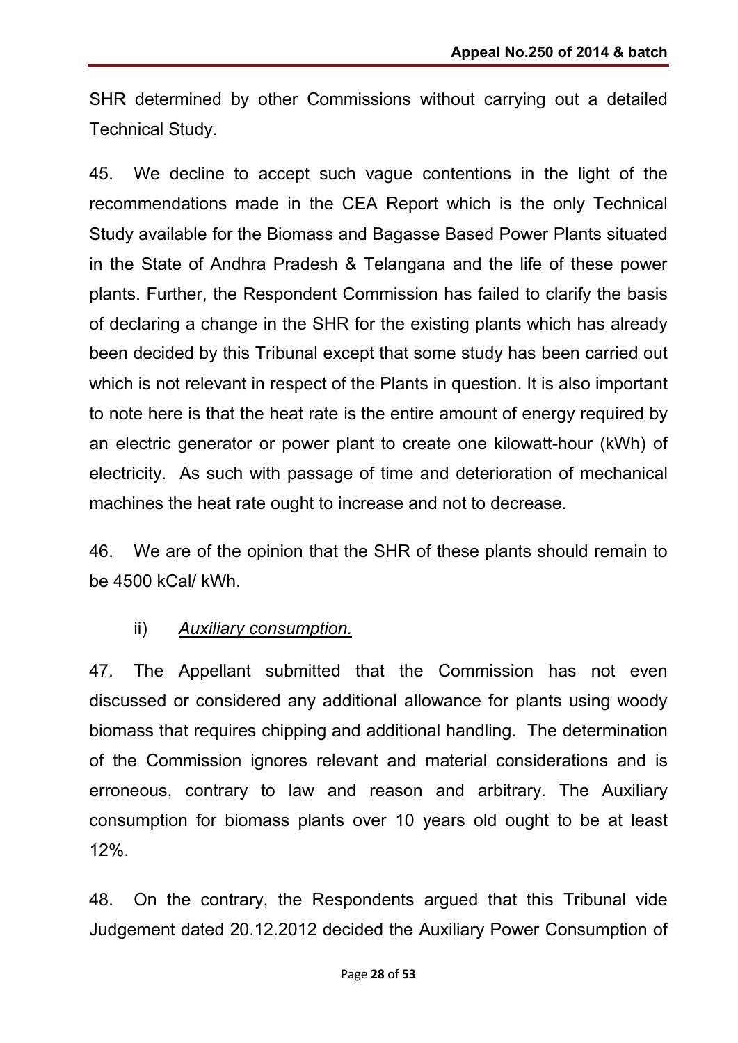SHR determined by other Commissions without carrying out a detailed Technical Study.

45. We decline to accept such vague contentions in the light of the recommendations made in the CEA Report which is the only Technical Study available for the Biomass and Bagasse Based Power Plants situated in the State of Andhra Pradesh & Telangana and the life of these power plants. Further, the Respondent Commission has failed to clarify the basis of declaring a change in the SHR for the existing plants which has already been decided by this Tribunal except that some study has been carried out which is not relevant in respect of the Plants in question. It is also important to note here is that the heat rate is the entire amount of energy required by an electric generator or power plant to create one kilowatt-hour (kWh) of electricity. As such with passage of time and deterioration of mechanical machines the heat rate ought to increase and not to decrease.

46. We are of the opinion that the SHR of these plants should remain to be 4500 kCal/ kWh.

ii) *Auxiliary consumption.*

47. The Appellant submitted that the Commission has not even discussed or considered any additional allowance for plants using woody biomass that requires chipping and additional handling. The determination of the Commission ignores relevant and material considerations and is erroneous, contrary to law and reason and arbitrary. The Auxiliary consumption for biomass plants over 10 years old ought to be at least 12%.

48. On the contrary, the Respondents argued that this Tribunal vide Judgement dated 20.12.2012 decided the Auxiliary Power Consumption of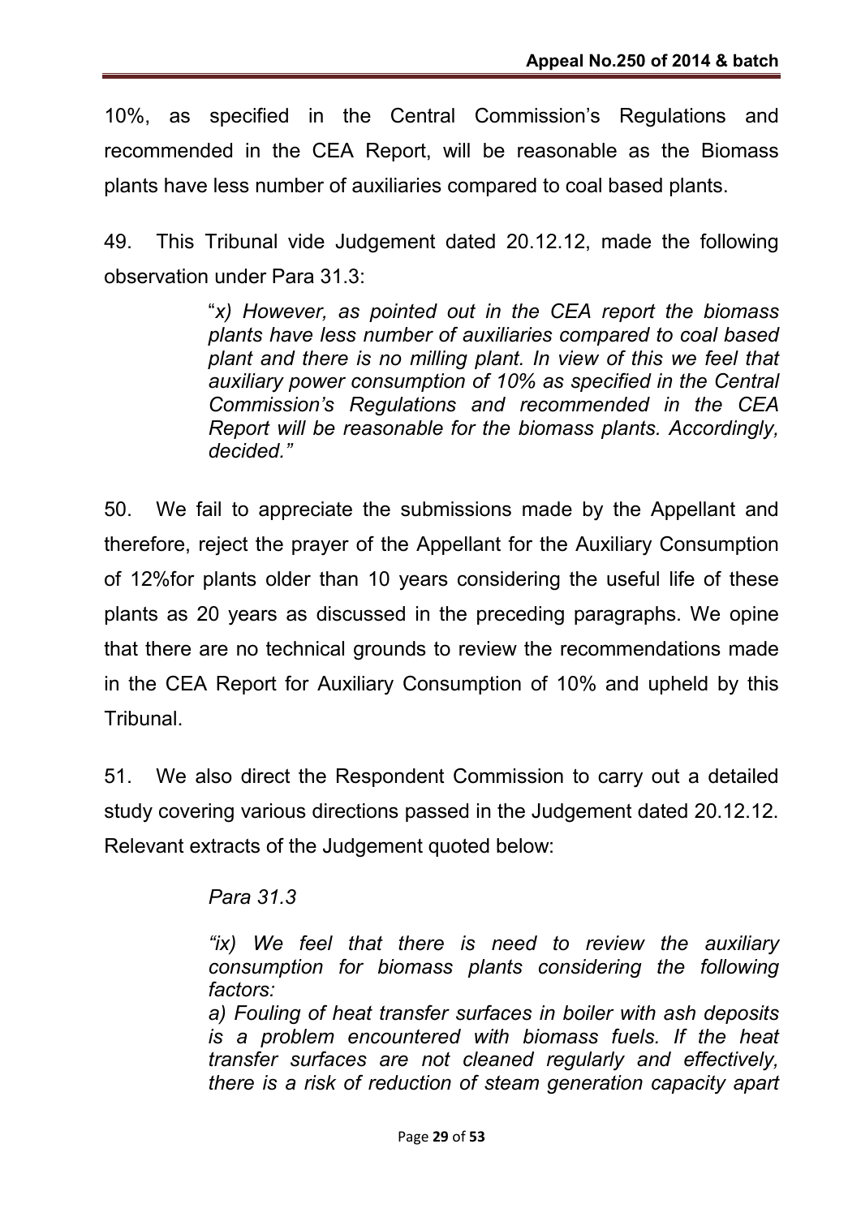10%, as specified in the Central Commission's Regulations and recommended in the CEA Report, will be reasonable as the Biomass plants have less number of auxiliaries compared to coal based plants.

49. This Tribunal vide Judgement dated 20.12.12, made the following observation under Para 31.3:

> "*x) However, as pointed out in the CEA report the biomass plants have less number of auxiliaries compared to coal based plant and there is no milling plant. In view of this we feel that auxiliary power consumption of 10% as specified in the Central Commission's Regulations and recommended in the CEA Report will be reasonable for the biomass plants. Accordingly, decided.*"

50. We fail to appreciate the submissions made by the Appellant and therefore, reject the prayer of the Appellant for the Auxiliary Consumption of 12%for plants older than 10 years considering the useful life of these plants as 20 years as discussed in the preceding paragraphs. We opine that there are no technical grounds to review the recommendations made in the CEA Report for Auxiliary Consumption of 10% and upheld by this Tribunal.

51. We also direct the Respondent Commission to carry out a detailed study covering various directions passed in the Judgement dated 20.12.12. Relevant extracts of the Judgement quoted below:

> *Para 31.3*
>
> *"ix) We feel that there is need to review the auxiliary consumption for biomass plants considering the following factors:*
> *a) Fouling of heat transfer surfaces in boiler with ash deposits is a problem encountered with biomass fuels. If the heat transfer surfaces are not cleaned regularly and effectively, there is a risk of reduction of steam generation capacity apart*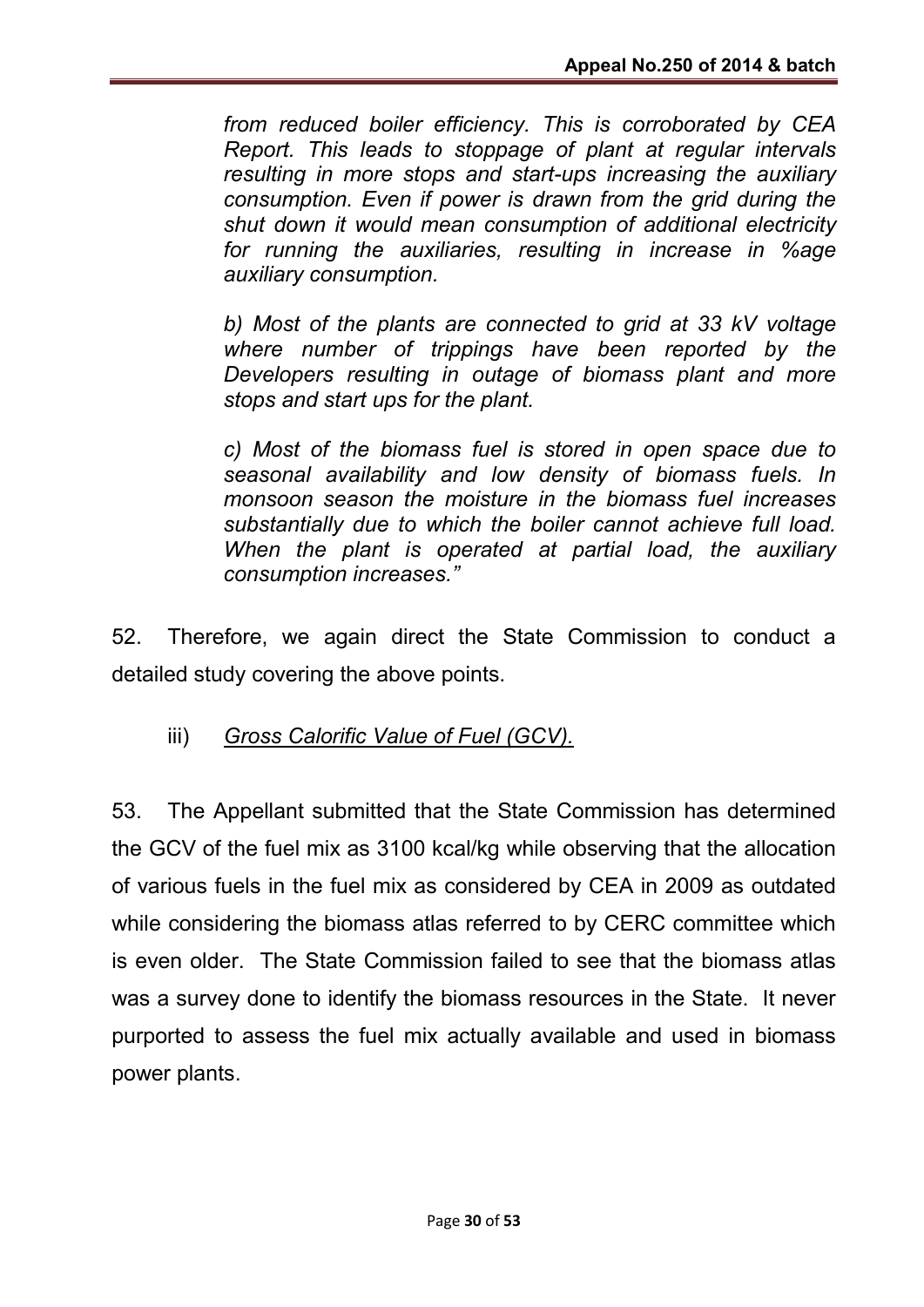*from reduced boiler efficiency. This is corroborated by CEA Report. This leads to stoppage of plant at regular intervals resulting in more stops and start-ups increasing the auxiliary consumption. Even if power is drawn from the grid during the shut down it would mean consumption of additional electricity for running the auxiliaries, resulting in increase in %age auxiliary consumption.*

*b) Most of the plants are connected to grid at 33 kV voltage where number of trippings have been reported by the Developers resulting in outage of biomass plant and more stops and start ups for the plant.*

*c) Most of the biomass fuel is stored in open space due to seasonal availability and low density of biomass fuels. In monsoon season the moisture in the biomass fuel increases substantially due to which the boiler cannot achieve full load. When the plant is operated at partial load, the auxiliary consumption increases."*

52. Therefore, we again direct the State Commission to conduct a detailed study covering the above points.

iii) *Gross Calorific Value of Fuel (GCV).*

53. The Appellant submitted that the State Commission has determined the GCV of the fuel mix as 3100 kcal/kg while observing that the allocation of various fuels in the fuel mix as considered by CEA in 2009 as outdated while considering the biomass atlas referred to by CERC committee which is even older. The State Commission failed to see that the biomass atlas was a survey done to identify the biomass resources in the State. It never purported to assess the fuel mix actually available and used in biomass power plants.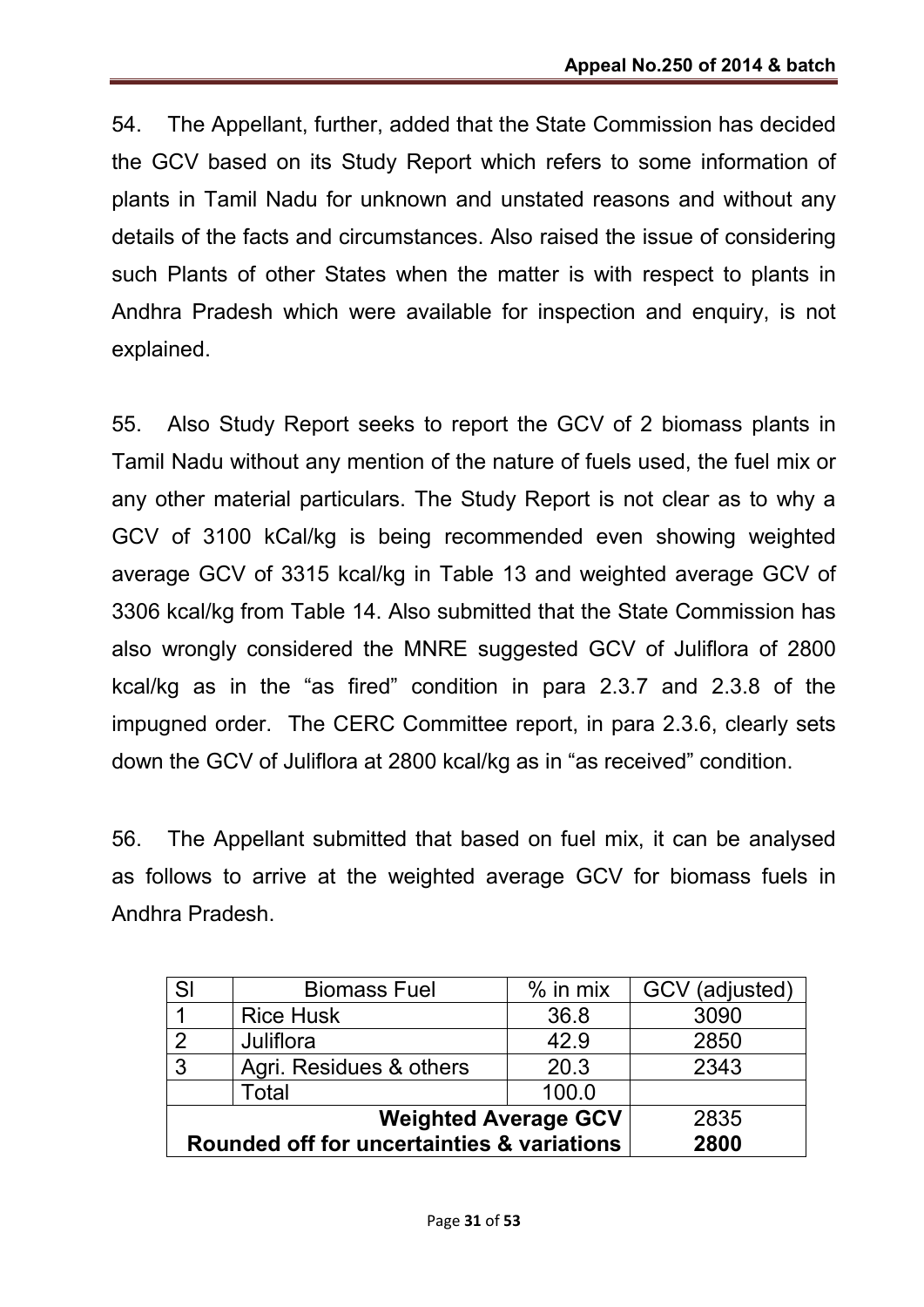54. The Appellant, further, added that the State Commission has decided the GCV based on its Study Report which refers to some information of plants in Tamil Nadu for unknown and unstated reasons and without any details of the facts and circumstances. Also raised the issue of considering such Plants of other States when the matter is with respect to plants in Andhra Pradesh which were available for inspection and enquiry, is not explained.

55. Also Study Report seeks to report the GCV of 2 biomass plants in Tamil Nadu without any mention of the nature of fuels used, the fuel mix or any other material particulars. The Study Report is not clear as to why a GCV of 3100 kCal/kg is being recommended even showing weighted average GCV of 3315 kcal/kg in Table 13 and weighted average GCV of 3306 kcal/kg from Table 14. Also submitted that the State Commission has also wrongly considered the MNRE suggested GCV of Juliflora of 2800 kcal/kg as in the "as fired" condition in para 2.3.7 and 2.3.8 of the impugned order. The CERC Committee report, in para 2.3.6, clearly sets down the GCV of Juliflora at 2800 kcal/kg as in "as received" condition.

56. The Appellant submitted that based on fuel mix, it can be analysed as follows to arrive at the weighted average GCV for biomass fuels in Andhra Pradesh.

| Sl | Biomass Fuel | % in mix | GCV (adjusted) |
|---|---|---|---|
| 1 | Rice Husk | 36.8 | 3090 |
| 2 | Juliflora | 42.9 | 2850 |
| 3 | Agri. Residues & others | 20.3 | 2343 |
| | Total | 100.0 | |
| | | **Weighted Average GCV** | 2835 |
| | | **Rounded off for uncertainties & variations** | **2800** |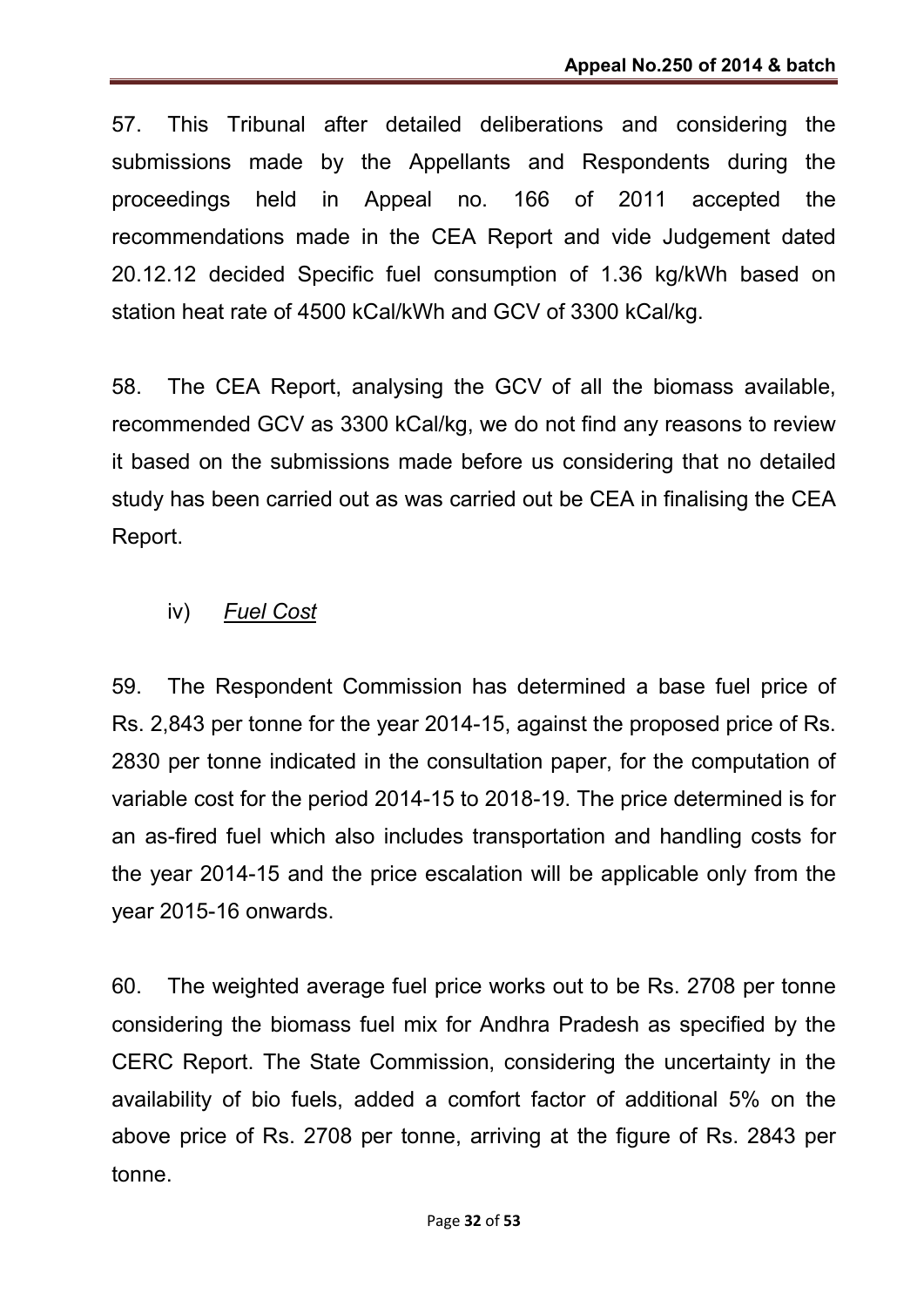57. This Tribunal after detailed deliberations and considering the submissions made by the Appellants and Respondents during the proceedings held in Appeal no. 166 of 2011 accepted the recommendations made in the CEA Report and vide Judgement dated 20.12.12 decided Specific fuel consumption of 1.36 kg/kWh based on station heat rate of 4500 kCal/kWh and GCV of 3300 kCal/kg.

58. The CEA Report, analysing the GCV of all the biomass available, recommended GCV as 3300 kCal/kg, we do not find any reasons to review it based on the submissions made before us considering that no detailed study has been carried out as was carried out be CEA in finalising the CEA Report.

iv) *Fuel Cost*

59. The Respondent Commission has determined a base fuel price of Rs. 2,843 per tonne for the year 2014-15, against the proposed price of Rs. 2830 per tonne indicated in the consultation paper, for the computation of variable cost for the period 2014-15 to 2018-19. The price determined is for an as-fired fuel which also includes transportation and handling costs for the year 2014-15 and the price escalation will be applicable only from the year 2015-16 onwards.

60. The weighted average fuel price works out to be Rs. 2708 per tonne considering the biomass fuel mix for Andhra Pradesh as specified by the CERC Report. The State Commission, considering the uncertainty in the availability of bio fuels, added a comfort factor of additional 5% on the above price of Rs. 2708 per tonne, arriving at the figure of Rs. 2843 per tonne.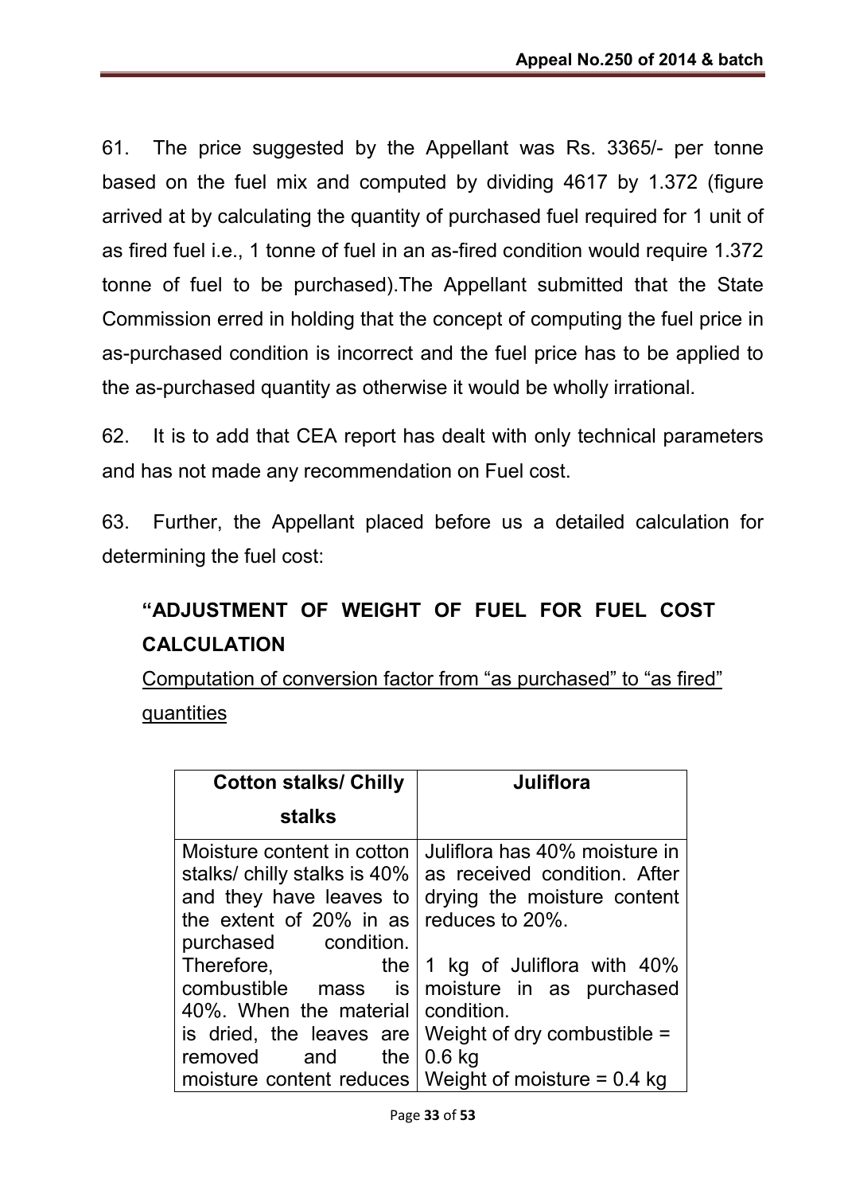61. The price suggested by the Appellant was Rs. 3365/- per tonne based on the fuel mix and computed by dividing 4617 by 1.372 (figure arrived at by calculating the quantity of purchased fuel required for 1 unit of as fired fuel i.e., 1 tonne of fuel in an as-fired condition would require 1.372 tonne of fuel to be purchased).The Appellant submitted that the State Commission erred in holding that the concept of computing the fuel price in as-purchased condition is incorrect and the fuel price has to be applied to the as-purchased quantity as otherwise it would be wholly irrational.

62. It is to add that CEA report has dealt with only technical parameters and has not made any recommendation on Fuel cost.

63. Further, the Appellant placed before us a detailed calculation for determining the fuel cost:

**"ADJUSTMENT OF WEIGHT OF FUEL FOR FUEL COST CALCULATION**

<u>Computation of conversion factor from "as purchased" to "as fired" quantities</u>

| Cotton stalks/ Chilly stalks | Juliflora |
|---|---|
| Moisture content in cotton stalks/ chilly stalks is 40% and they have leaves to the extent of 20% in as purchased condition. Therefore, the combustible mass is 40%. When the material is dried, the leaves are removed and the moisture content reduces | Juliflora has 40% moisture in as received condition. After drying the moisture content reduces to 20%.<br><br>1 kg of Juliflora with 40% moisture in as purchased condition.<br>Weight of dry combustible = 0.6 kg<br>Weight of moisture = 0.4 kg |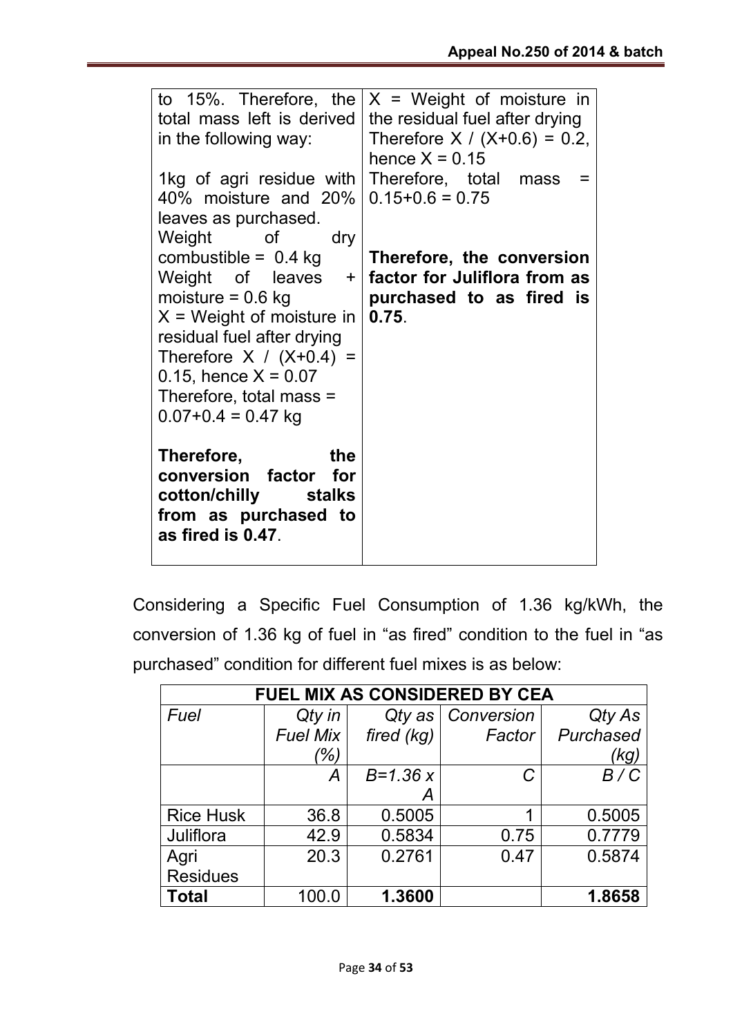| to 15%. Therefore, the total mass left is derived in the following way:<br><br>1kg of agri residue with 40% moisture and 20% leaves as purchased.<br>Weight of dry combustible = 0.4 kg<br>Weight of leaves + moisture = 0.6 kg<br>X = Weight of moisture in residual fuel after drying<br>Therefore X / (X+0.4) = 0.15, hence X = 0.07<br>Therefore, total mass = 0.07+0.4 = 0.47 kg<br><br>**Therefore, the conversion factor for cotton/chilly stalks from as purchased to as fired is 0.47**. | X = Weight of moisture in the residual fuel after drying<br>Therefore X / (X+0.6) = 0.2, hence X = 0.15<br>Therefore, total mass = 0.15+0.6 = 0.75<br><br>**Therefore, the conversion factor for Juliflora from as purchased to as fired is 0.75**. |
|---|---|

Considering a Specific Fuel Consumption of 1.36 kg/kWh, the conversion of 1.36 kg of fuel in "as fired" condition to the fuel in "as purchased" condition for different fuel mixes is as below:

| **FUEL MIX AS CONSIDERED BY CEA** | | | | |
|---|---|---|---|---|
| *Fuel* | *Qty in Fuel Mix (%)* | *Qty as fired (kg)* | *Conversion Factor* | *Qty As Purchased (kg)* |
| | *A* | *B=1.36 x A* | *C* | *B / C* |
| Rice Husk | 36.8 | 0.5005 | 1 | 0.5005 |
| Juliflora | 42.9 | 0.5834 | 0.75 | 0.7779 |
| Agri Residues | 20.3 | 0.2761 | 0.47 | 0.5874 |
| **Total** | 100.0 | **1.3600** | | **1.8658** |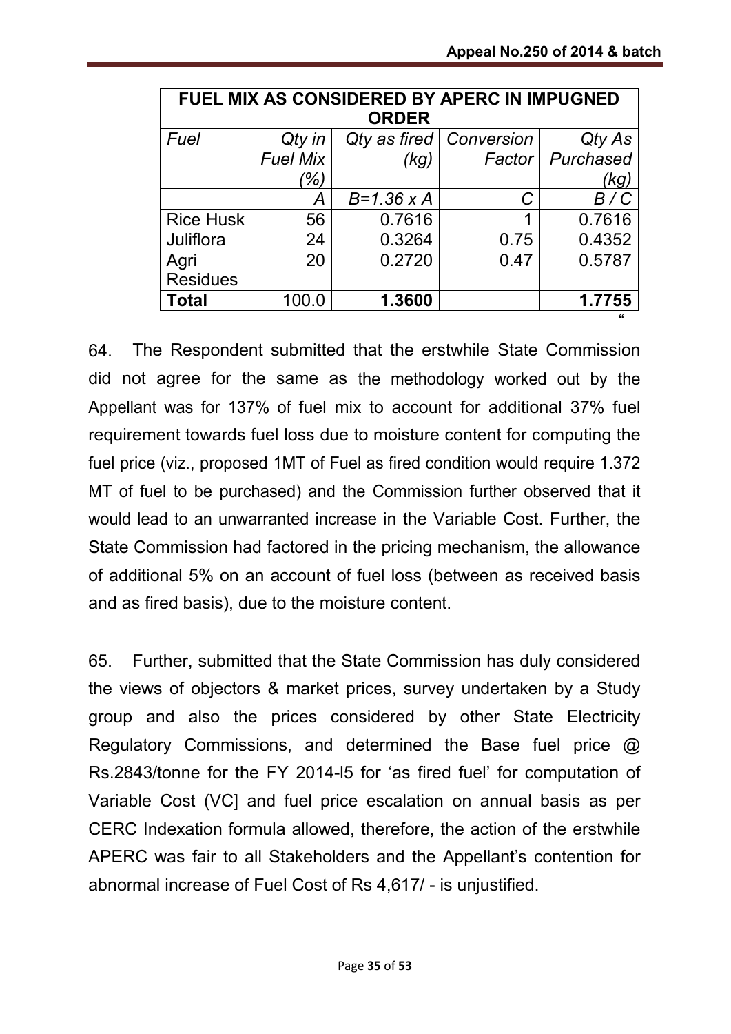| FUEL MIX AS CONSIDERED BY APERC IN IMPUGNED ORDER | | | | |
|---|---|---|---|---|
| *Fuel* | *Qty in Fuel Mix (%)* | *Qty as fired (kg)* | *Conversion Factor* | *Qty As Purchased (kg)* |
| | *A* | *B=1.36 x A* | *C* | *B / C* |
| Rice Husk | 56 | 0.7616 | 1 | 0.7616 |
| Juliflora | 24 | 0.3264 | 0.75 | 0.4352 |
| Agri Residues | 20 | 0.2720 | 0.47 | 0.5787 |
| **Total** | 100.0 | **1.3600** | | **1.7755** |

"

64. The Respondent submitted that the erstwhile State Commission did not agree for the same as the methodology worked out by the Appellant was for 137% of fuel mix to account for additional 37% fuel requirement towards fuel loss due to moisture content for computing the fuel price (viz., proposed 1MT of Fuel as fired condition would require 1.372 MT of fuel to be purchased) and the Commission further observed that it would lead to an unwarranted increase in the Variable Cost. Further, the State Commission had factored in the pricing mechanism, the allowance of additional 5% on an account of fuel loss (between as received basis and as fired basis), due to the moisture content.

65. Further, submitted that the State Commission has duly considered the views of objectors & market prices, survey undertaken by a Study group and also the prices considered by other State Electricity Regulatory Commissions, and determined the Base fuel price @ Rs.2843/tonne for the FY 2014-l5 for 'as fired fuel' for computation of Variable Cost (VC] and fuel price escalation on annual basis as per CERC Indexation formula allowed, therefore, the action of the erstwhile APERC was fair to all Stakeholders and the Appellant's contention for abnormal increase of Fuel Cost of Rs 4,617/ - is unjustified.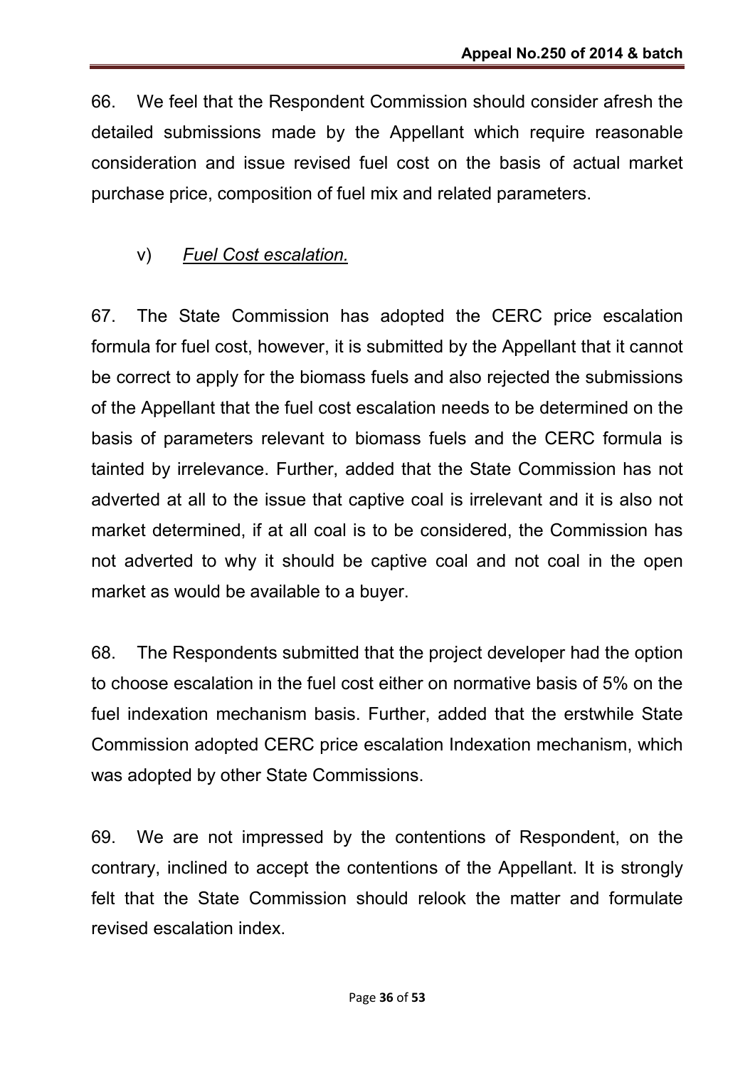66. We feel that the Respondent Commission should consider afresh the detailed submissions made by the Appellant which require reasonable consideration and issue revised fuel cost on the basis of actual market purchase price, composition of fuel mix and related parameters.

v) *__Fuel Cost escalation.__*

67. The State Commission has adopted the CERC price escalation formula for fuel cost, however, it is submitted by the Appellant that it cannot be correct to apply for the biomass fuels and also rejected the submissions of the Appellant that the fuel cost escalation needs to be determined on the basis of parameters relevant to biomass fuels and the CERC formula is tainted by irrelevance. Further, added that the State Commission has not adverted at all to the issue that captive coal is irrelevant and it is also not market determined, if at all coal is to be considered, the Commission has not adverted to why it should be captive coal and not coal in the open market as would be available to a buyer.

68. The Respondents submitted that the project developer had the option to choose escalation in the fuel cost either on normative basis of 5% on the fuel indexation mechanism basis. Further, added that the erstwhile State Commission adopted CERC price escalation Indexation mechanism, which was adopted by other State Commissions.

69. We are not impressed by the contentions of Respondent, on the contrary, inclined to accept the contentions of the Appellant. It is strongly felt that the State Commission should relook the matter and formulate revised escalation index.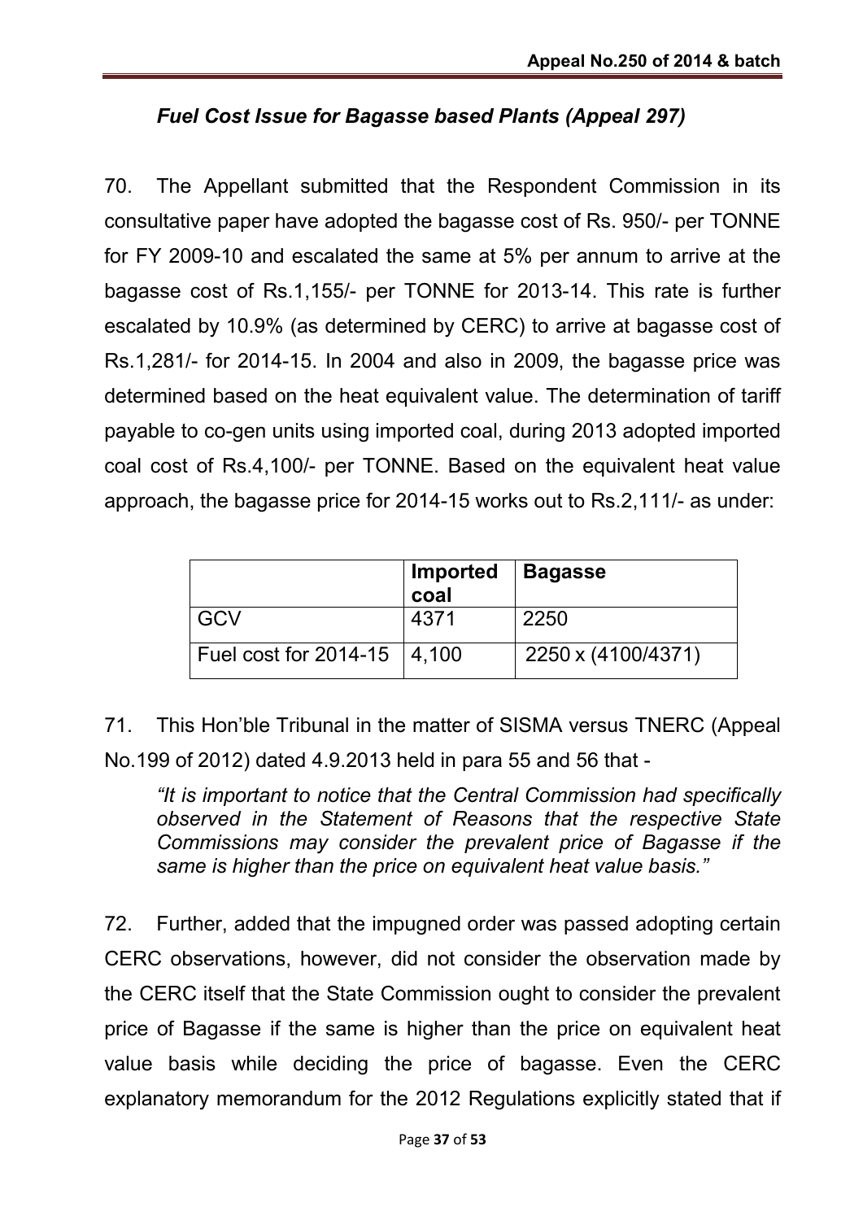### *Fuel Cost Issue for Bagasse based Plants (Appeal 297)*

70. The Appellant submitted that the Respondent Commission in its consultative paper have adopted the bagasse cost of Rs. 950/- per TONNE for FY 2009-10 and escalated the same at 5% per annum to arrive at the bagasse cost of Rs.1,155/- per TONNE for 2013-14. This rate is further escalated by 10.9% (as determined by CERC) to arrive at bagasse cost of Rs.1,281/- for 2014-15. In 2004 and also in 2009, the bagasse price was determined based on the heat equivalent value. The determination of tariff payable to co-gen units using imported coal, during 2013 adopted imported coal cost of Rs.4,100/- per TONNE. Based on the equivalent heat value approach, the bagasse price for 2014-15 works out to Rs.2,111/- as under:

| | **Imported coal** | **Bagasse** |
|---|---|---|
| GCV | 4371 | 2250 |
| Fuel cost for 2014-15 | 4,100 | 2250 x (4100/4371) |

71. This Hon'ble Tribunal in the matter of SISMA versus TNERC (Appeal No.199 of 2012) dated 4.9.2013 held in para 55 and 56 that -

> *"It is important to notice that the Central Commission had specifically observed in the Statement of Reasons that the respective State Commissions may consider the prevalent price of Bagasse if the same is higher than the price on equivalent heat value basis."*

72. Further, added that the impugned order was passed adopting certain CERC observations, however, did not consider the observation made by the CERC itself that the State Commission ought to consider the prevalent price of Bagasse if the same is higher than the price on equivalent heat value basis while deciding the price of bagasse. Even the CERC explanatory memorandum for the 2012 Regulations explicitly stated that if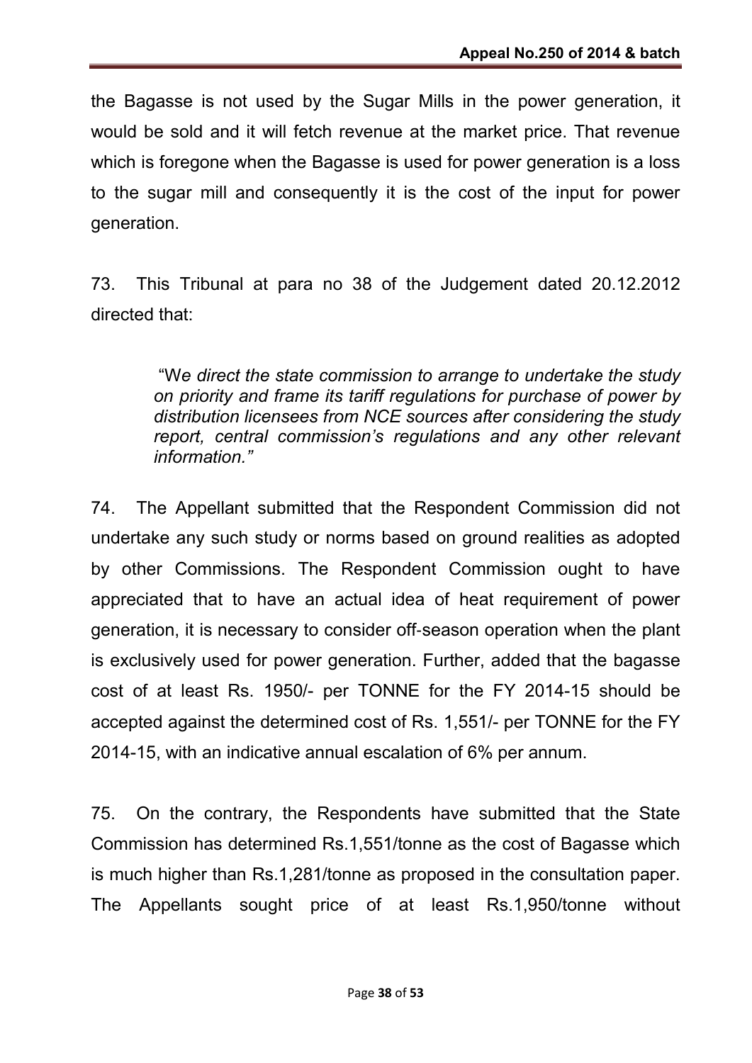the Bagasse is not used by the Sugar Mills in the power generation, it would be sold and it will fetch revenue at the market price. That revenue which is foregone when the Bagasse is used for power generation is a loss to the sugar mill and consequently it is the cost of the input for power generation.

73. This Tribunal at para no 38 of the Judgement dated 20.12.2012 directed that:

> "W*e direct the state commission to arrange to undertake the study on priority and frame its tariff regulations for purchase of power by distribution licensees from NCE sources after considering the study report, central commission's regulations and any other relevant information."*

74. The Appellant submitted that the Respondent Commission did not undertake any such study or norms based on ground realities as adopted by other Commissions. The Respondent Commission ought to have appreciated that to have an actual idea of heat requirement of power generation, it is necessary to consider off-season operation when the plant is exclusively used for power generation. Further, added that the bagasse cost of at least Rs. 1950/- per TONNE for the FY 2014-15 should be accepted against the determined cost of Rs. 1,551/- per TONNE for the FY 2014-15, with an indicative annual escalation of 6% per annum.

75. On the contrary, the Respondents have submitted that the State Commission has determined Rs.1,551/tonne as the cost of Bagasse which is much higher than Rs.1,281/tonne as proposed in the consultation paper. The Appellants sought price of at least Rs.1,950/tonne without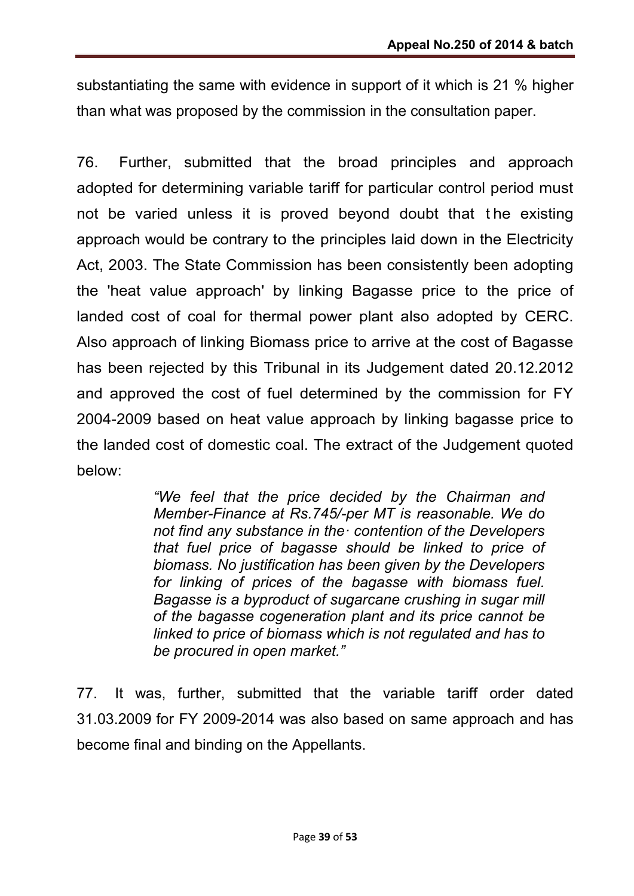substantiating the same with evidence in support of it which is 21 % higher than what was proposed by the commission in the consultation paper.

76. Further, submitted that the broad principles and approach adopted for determining variable tariff for particular control period must not be varied unless it is proved beyond doubt that the existing approach would be contrary to the principles laid down in the Electricity Act, 2003. The State Commission has been consistently been adopting the 'heat value approach' by linking Bagasse price to the price of landed cost of coal for thermal power plant also adopted by CERC. Also approach of linking Biomass price to arrive at the cost of Bagasse has been rejected by this Tribunal in its Judgement dated 20.12.2012 and approved the cost of fuel determined by the commission for FY 2004-2009 based on heat value approach by linking bagasse price to the landed cost of domestic coal. The extract of the Judgement quoted below:

> *"We feel that the price decided by the Chairman and Member-Finance at Rs.745/-per MT is reasonable. We do not find any substance in the· contention of the Developers that fuel price of bagasse should be linked to price of biomass. No justification has been given by the Developers for linking of prices of the bagasse with biomass fuel. Bagasse is a byproduct of sugarcane crushing in sugar mill of the bagasse cogeneration plant and its price cannot be linked to price of biomass which is not regulated and has to be procured in open market."*

77. It was, further, submitted that the variable tariff order dated 31.03.2009 for FY 2009-2014 was also based on same approach and has become final and binding on the Appellants.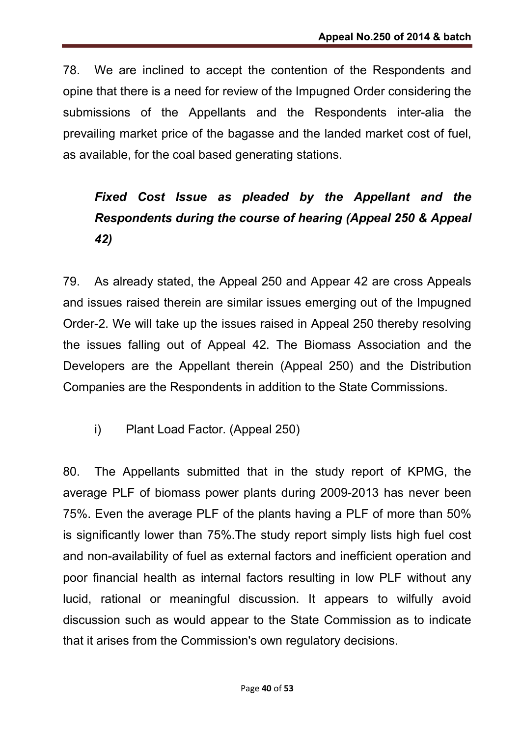78. We are inclined to accept the contention of the Respondents and opine that there is a need for review of the Impugned Order considering the submissions of the Appellants and the Respondents inter-alia the prevailing market price of the bagasse and the landed market cost of fuel, as available, for the coal based generating stations.

***Fixed Cost Issue as pleaded by the Appellant and the Respondents during the course of hearing (Appeal 250 & Appeal 42)***

79. As already stated, the Appeal 250 and Appear 42 are cross Appeals and issues raised therein are similar issues emerging out of the Impugned Order-2. We will take up the issues raised in Appeal 250 thereby resolving the issues falling out of Appeal 42. The Biomass Association and the Developers are the Appellant therein (Appeal 250) and the Distribution Companies are the Respondents in addition to the State Commissions.

i) Plant Load Factor. (Appeal 250)

80. The Appellants submitted that in the study report of KPMG, the average PLF of biomass power plants during 2009-2013 has never been 75%. Even the average PLF of the plants having a PLF of more than 50% is significantly lower than 75%.The study report simply lists high fuel cost and non-availability of fuel as external factors and inefficient operation and poor financial health as internal factors resulting in low PLF without any lucid, rational or meaningful discussion. It appears to wilfully avoid discussion such as would appear to the State Commission as to indicate that it arises from the Commission's own regulatory decisions.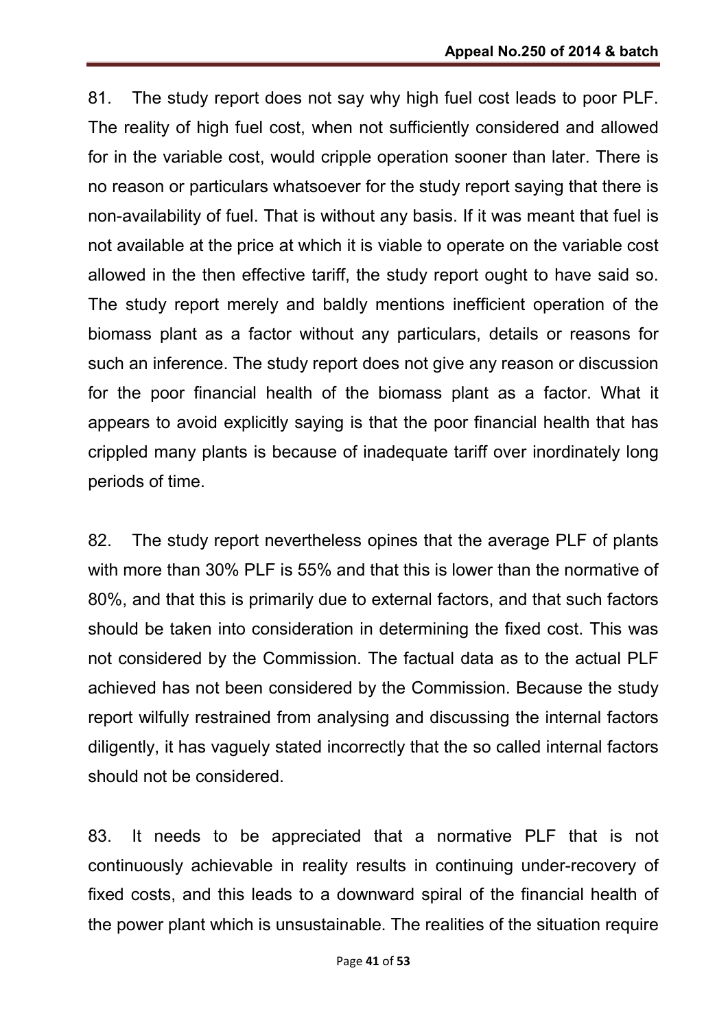81. The study report does not say why high fuel cost leads to poor PLF. The reality of high fuel cost, when not sufficiently considered and allowed for in the variable cost, would cripple operation sooner than later. There is no reason or particulars whatsoever for the study report saying that there is non-availability of fuel. That is without any basis. If it was meant that fuel is not available at the price at which it is viable to operate on the variable cost allowed in the then effective tariff, the study report ought to have said so. The study report merely and baldly mentions inefficient operation of the biomass plant as a factor without any particulars, details or reasons for such an inference. The study report does not give any reason or discussion for the poor financial health of the biomass plant as a factor. What it appears to avoid explicitly saying is that the poor financial health that has crippled many plants is because of inadequate tariff over inordinately long periods of time.

82. The study report nevertheless opines that the average PLF of plants with more than 30% PLF is 55% and that this is lower than the normative of 80%, and that this is primarily due to external factors, and that such factors should be taken into consideration in determining the fixed cost. This was not considered by the Commission. The factual data as to the actual PLF achieved has not been considered by the Commission. Because the study report wilfully restrained from analysing and discussing the internal factors diligently, it has vaguely stated incorrectly that the so called internal factors should not be considered.

83. It needs to be appreciated that a normative PLF that is not continuously achievable in reality results in continuing under-recovery of fixed costs, and this leads to a downward spiral of the financial health of the power plant which is unsustainable. The realities of the situation require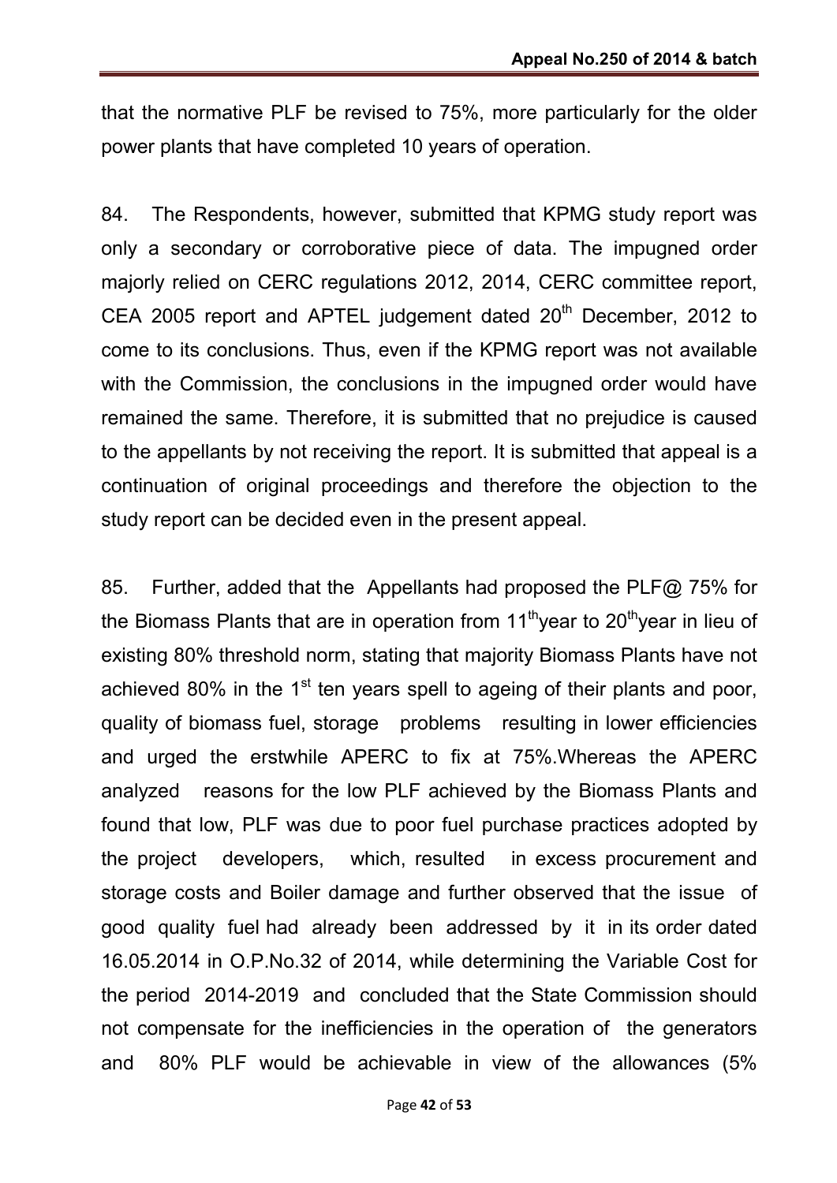that the normative PLF be revised to 75%, more particularly for the older power plants that have completed 10 years of operation.

84. The Respondents, however, submitted that KPMG study report was only a secondary or corroborative piece of data. The impugned order majorly relied on CERC regulations 2012, 2014, CERC committee report, CEA 2005 report and APTEL judgement dated 20th December, 2012 to come to its conclusions. Thus, even if the KPMG report was not available with the Commission, the conclusions in the impugned order would have remained the same. Therefore, it is submitted that no prejudice is caused to the appellants by not receiving the report. It is submitted that appeal is a continuation of original proceedings and therefore the objection to the study report can be decided even in the present appeal.

85. Further, added that the Appellants had proposed the PLF@ 75% for the Biomass Plants that are in operation from 11th year to 20th year in lieu of existing 80% threshold norm, stating that majority Biomass Plants have not achieved 80% in the 1st ten years spell to ageing of their plants and poor, quality of biomass fuel, storage problems resulting in lower efficiencies and urged the erstwhile APERC to fix at 75%.Whereas the APERC analyzed reasons for the low PLF achieved by the Biomass Plants and found that low, PLF was due to poor fuel purchase practices adopted by the project developers, which, resulted in excess procurement and storage costs and Boiler damage and further observed that the issue of good quality fuel had already been addressed by it in its order dated 16.05.2014 in O.P.No.32 of 2014, while determining the Variable Cost for the period 2014-2019 and concluded that the State Commission should not compensate for the inefficiencies in the operation of the generators and 80% PLF would be achievable in view of the allowances (5%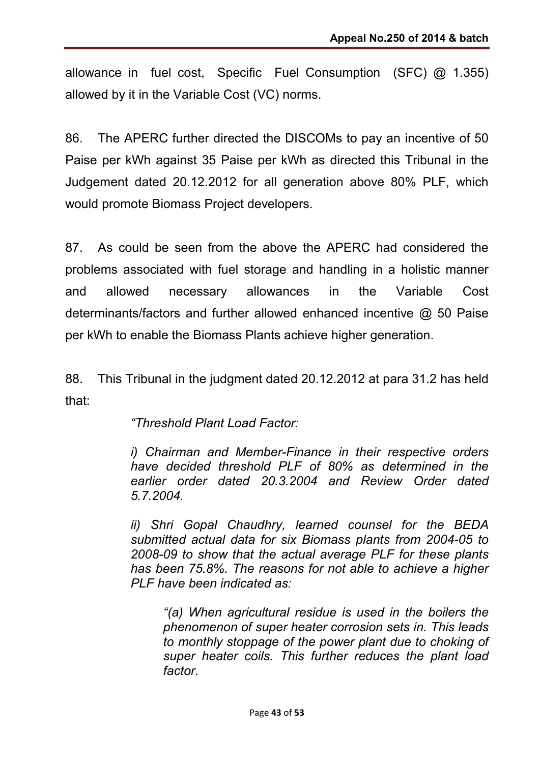allowance in fuel cost, Specific Fuel Consumption (SFC) @ 1.355) allowed by it in the Variable Cost (VC) norms.

86. The APERC further directed the DISCOMs to pay an incentive of 50 Paise per kWh against 35 Paise per kWh as directed this Tribunal in the Judgement dated 20.12.2012 for all generation above 80% PLF, which would promote Biomass Project developers.

87. As could be seen from the above the APERC had considered the problems associated with fuel storage and handling in a holistic manner and allowed necessary allowances in the Variable Cost determinants/factors and further allowed enhanced incentive @ 50 Paise per kWh to enable the Biomass Plants achieve higher generation.

88. This Tribunal in the judgment dated 20.12.2012 at para 31.2 has held that:

> *"Threshold Plant Load Factor:*
>
> *i) Chairman and Member-Finance in their respective orders have decided threshold PLF of 80% as determined in the earlier order dated 20.3.2004 and Review Order dated 5.7.2004.*
>
> *ii) Shri Gopal Chaudhry, learned counsel for the BEDA submitted actual data for six Biomass plants from 2004-05 to 2008-09 to show that the actual average PLF for these plants has been 75.8%. The reasons for not able to achieve a higher PLF have been indicated as:*
>
> > *"(a) When agricultural residue is used in the boilers the phenomenon of super heater corrosion sets in. This leads to monthly stoppage of the power plant due to choking of super heater coils. This further reduces the plant load factor.*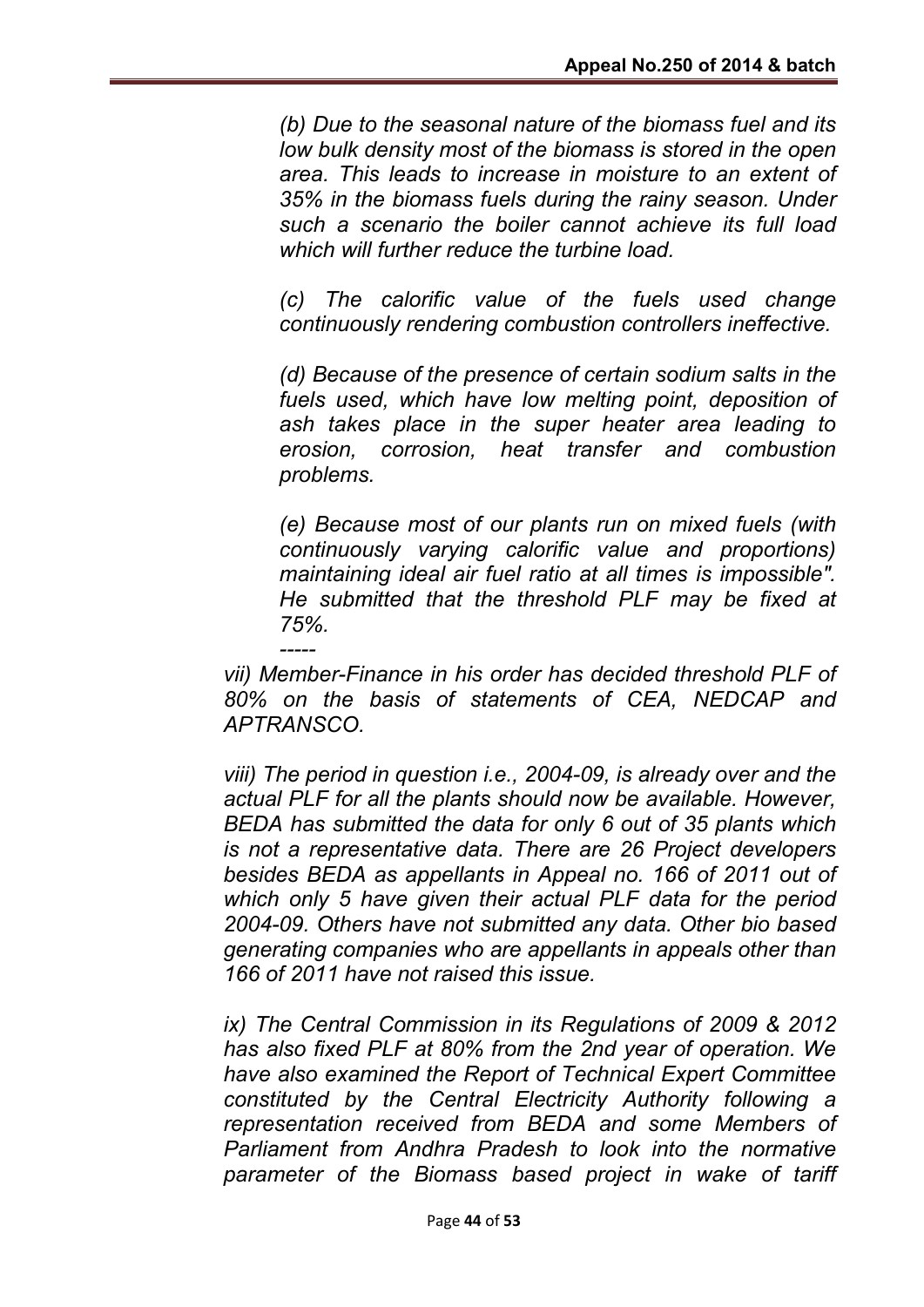*(b) Due to the seasonal nature of the biomass fuel and its low bulk density most of the biomass is stored in the open area. This leads to increase in moisture to an extent of 35% in the biomass fuels during the rainy season. Under such a scenario the boiler cannot achieve its full load which will further reduce the turbine load.*

*(c) The calorific value of the fuels used change continuously rendering combustion controllers ineffective.*

*(d) Because of the presence of certain sodium salts in the fuels used, which have low melting point, deposition of ash takes place in the super heater area leading to erosion, corrosion, heat transfer and combustion problems.*

*(e) Because most of our plants run on mixed fuels (with continuously varying calorific value and proportions) maintaining ideal air fuel ratio at all times is impossible". He submitted that the threshold PLF may be fixed at 75%.*

*-----*

*vii) Member-Finance in his order has decided threshold PLF of 80% on the basis of statements of CEA, NEDCAP and APTRANSCO.*

*viii) The period in question i.e., 2004-09, is already over and the actual PLF for all the plants should now be available. However, BEDA has submitted the data for only 6 out of 35 plants which is not a representative data. There are 26 Project developers besides BEDA as appellants in Appeal no. 166 of 2011 out of which only 5 have given their actual PLF data for the period 2004-09. Others have not submitted any data. Other bio based generating companies who are appellants in appeals other than 166 of 2011 have not raised this issue.*

*ix) The Central Commission in its Regulations of 2009 & 2012 has also fixed PLF at 80% from the 2nd year of operation. We have also examined the Report of Technical Expert Committee constituted by the Central Electricity Authority following a representation received from BEDA and some Members of Parliament from Andhra Pradesh to look into the normative parameter of the Biomass based project in wake of tariff*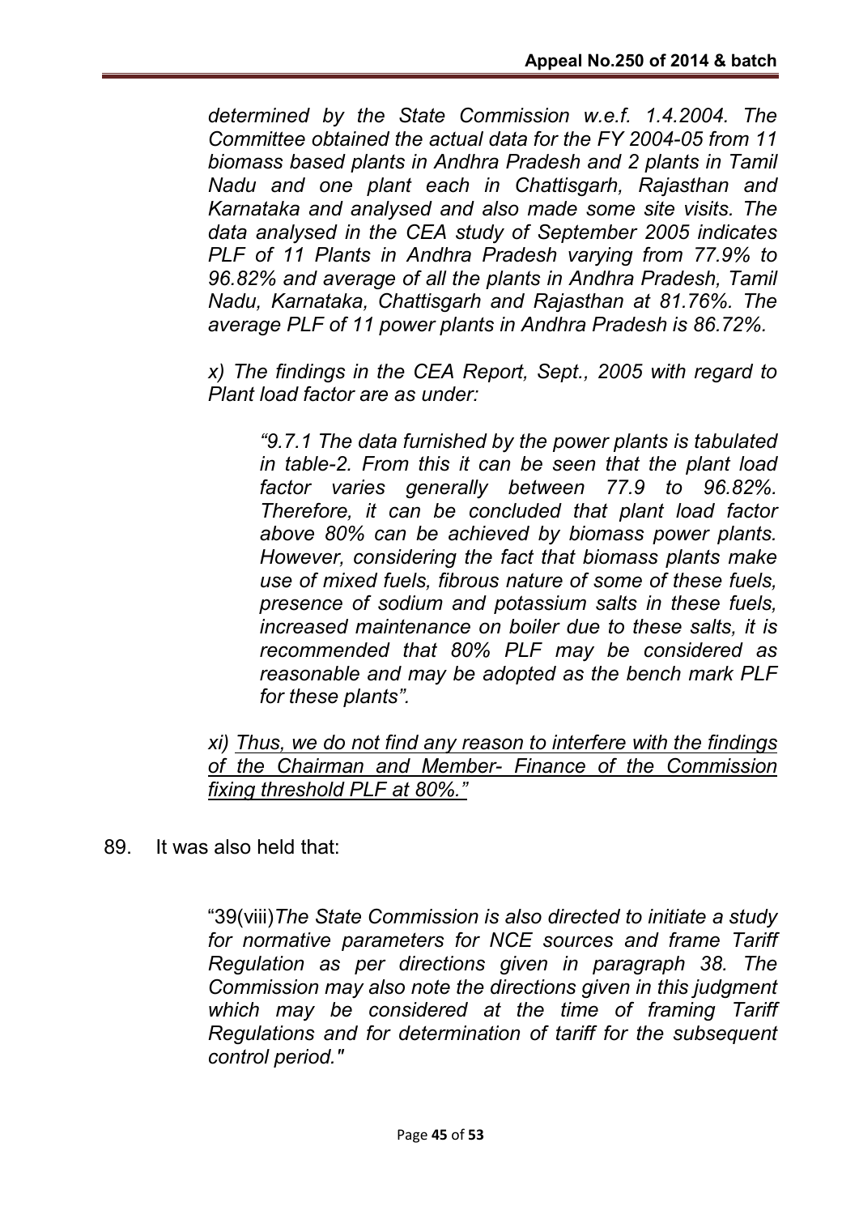*determined by the State Commission w.e.f. 1.4.2004. The Committee obtained the actual data for the FY 2004-05 from 11 biomass based plants in Andhra Pradesh and 2 plants in Tamil Nadu and one plant each in Chattisgarh, Rajasthan and Karnataka and analysed and also made some site visits. The data analysed in the CEA study of September 2005 indicates PLF of 11 Plants in Andhra Pradesh varying from 77.9% to 96.82% and average of all the plants in Andhra Pradesh, Tamil Nadu, Karnataka, Chattisgarh and Rajasthan at 81.76%. The average PLF of 11 power plants in Andhra Pradesh is 86.72%.*

*x) The findings in the CEA Report, Sept., 2005 with regard to Plant load factor are as under:*

> *"9.7.1 The data furnished by the power plants is tabulated in table-2. From this it can be seen that the plant load factor varies generally between 77.9 to 96.82%. Therefore, it can be concluded that plant load factor above 80% can be achieved by biomass power plants. However, considering the fact that biomass plants make use of mixed fuels, fibrous nature of some of these fuels, presence of sodium and potassium salts in these fuels, increased maintenance on boiler due to these salts, it is recommended that 80% PLF may be considered as reasonable and may be adopted as the bench mark PLF for these plants".*

*xi) <u>Thus, we do not find any reason to interfere with the findings of the Chairman and Member- Finance of the Commission fixing threshold PLF at 80%."</u>*

89. It was also held that:

> "39(viii)*The State Commission is also directed to initiate a study for normative parameters for NCE sources and frame Tariff Regulation as per directions given in paragraph 38. The Commission may also note the directions given in this judgment which may be considered at the time of framing Tariff Regulations and for determination of tariff for the subsequent control period."*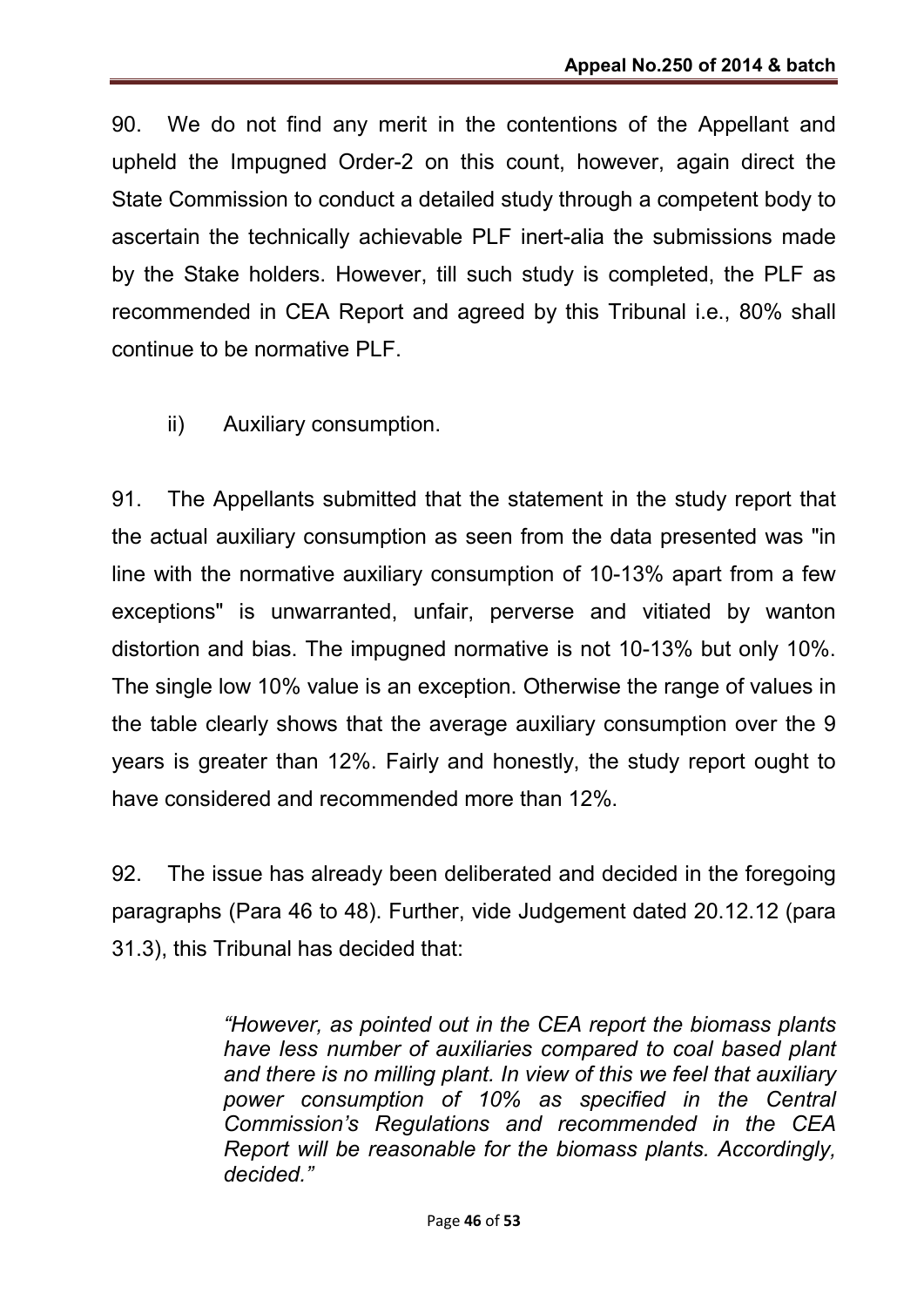90. We do not find any merit in the contentions of the Appellant and upheld the Impugned Order-2 on this count, however, again direct the State Commission to conduct a detailed study through a competent body to ascertain the technically achievable PLF inert-alia the submissions made by the Stake holders. However, till such study is completed, the PLF as recommended in CEA Report and agreed by this Tribunal i.e., 80% shall continue to be normative PLF.

ii) Auxiliary consumption.

91. The Appellants submitted that the statement in the study report that the actual auxiliary consumption as seen from the data presented was "in line with the normative auxiliary consumption of 10-13% apart from a few exceptions" is unwarranted, unfair, perverse and vitiated by wanton distortion and bias. The impugned normative is not 10-13% but only 10%. The single low 10% value is an exception. Otherwise the range of values in the table clearly shows that the average auxiliary consumption over the 9 years is greater than 12%. Fairly and honestly, the study report ought to have considered and recommended more than 12%.

92. The issue has already been deliberated and decided in the foregoing paragraphs (Para 46 to 48). Further, vide Judgement dated 20.12.12 (para 31.3), this Tribunal has decided that:

> *"However, as pointed out in the CEA report the biomass plants have less number of auxiliaries compared to coal based plant and there is no milling plant. In view of this we feel that auxiliary power consumption of 10% as specified in the Central Commission's Regulations and recommended in the CEA Report will be reasonable for the biomass plants. Accordingly, decided."*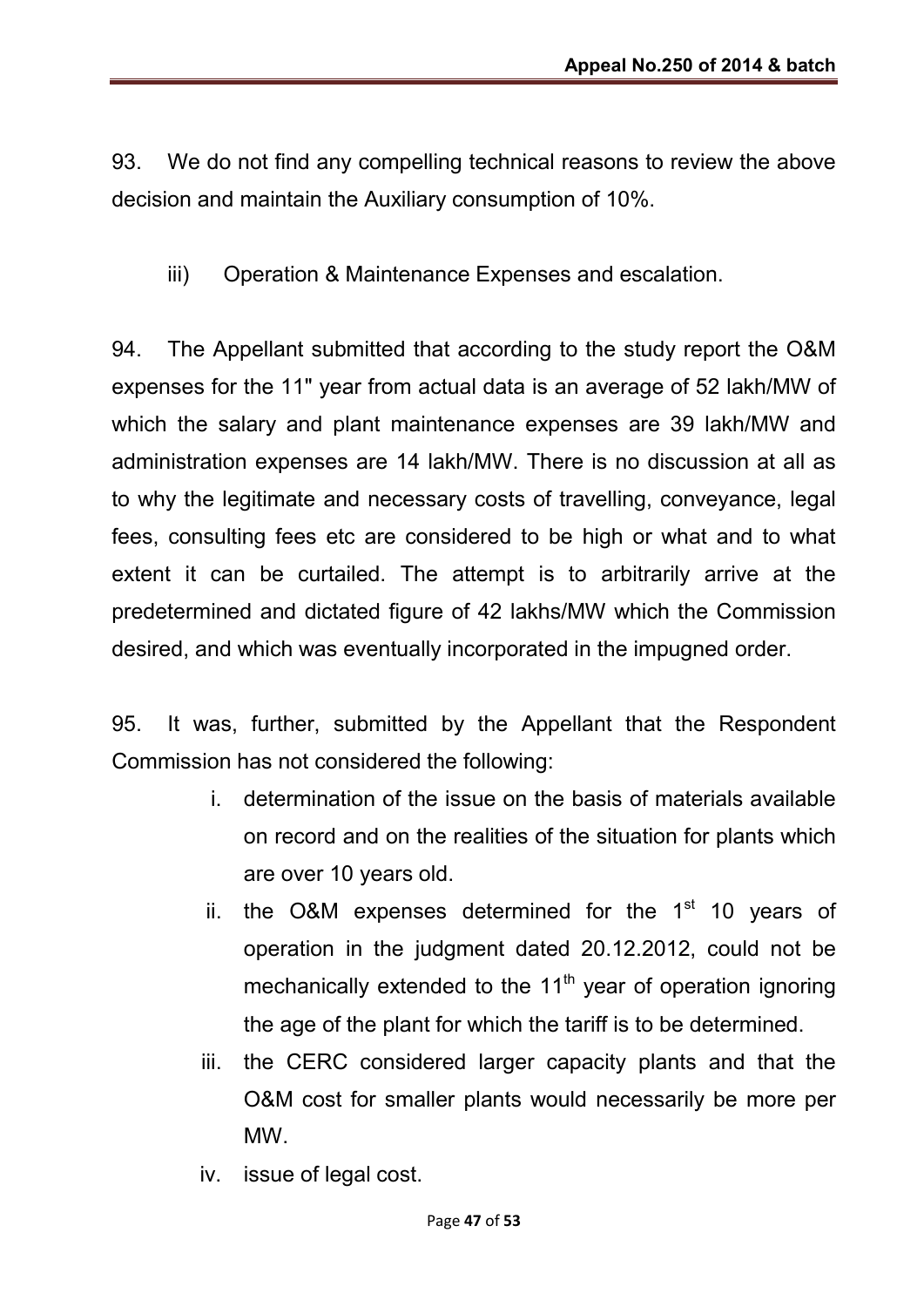93. We do not find any compelling technical reasons to review the above decision and maintain the Auxiliary consumption of 10%.

iii) Operation & Maintenance Expenses and escalation.

94. The Appellant submitted that according to the study report the O&M expenses for the 11" year from actual data is an average of 52 lakh/MW of which the salary and plant maintenance expenses are 39 lakh/MW and administration expenses are 14 lakh/MW. There is no discussion at all as to why the legitimate and necessary costs of travelling, conveyance, legal fees, consulting fees etc are considered to be high or what and to what extent it can be curtailed. The attempt is to arbitrarily arrive at the predetermined and dictated figure of 42 lakhs/MW which the Commission desired, and which was eventually incorporated in the impugned order.

95. It was, further, submitted by the Appellant that the Respondent Commission has not considered the following:

i. determination of the issue on the basis of materials available on record and on the realities of the situation for plants which are over 10 years old.
ii. the O&M expenses determined for the 1st 10 years of operation in the judgment dated 20.12.2012, could not be mechanically extended to the 11th year of operation ignoring the age of the plant for which the tariff is to be determined.
iii. the CERC considered larger capacity plants and that the O&M cost for smaller plants would necessarily be more per MW.
iv. issue of legal cost.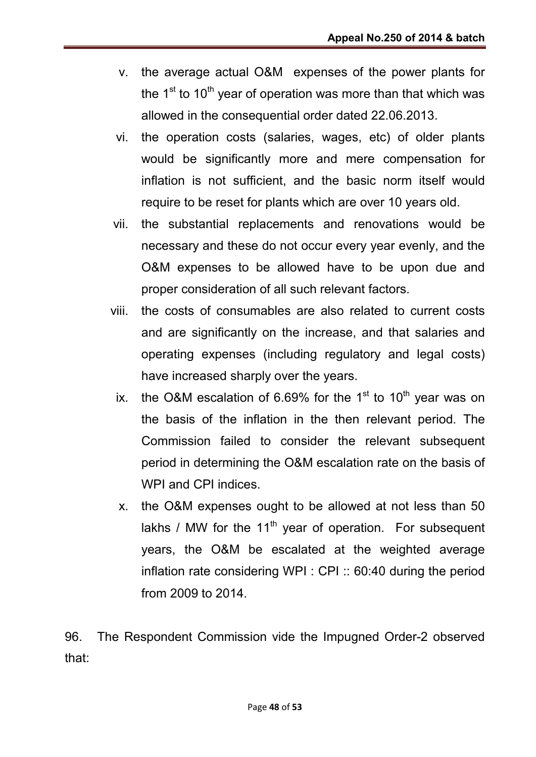v. the average actual O&M expenses of the power plants for the 1st to 10th year of operation was more than that which was allowed in the consequential order dated 22.06.2013.

vi. the operation costs (salaries, wages, etc) of older plants would be significantly more and mere compensation for inflation is not sufficient, and the basic norm itself would require to be reset for plants which are over 10 years old.

vii. the substantial replacements and renovations would be necessary and these do not occur every year evenly, and the O&M expenses to be allowed have to be upon due and proper consideration of all such relevant factors.

viii. the costs of consumables are also related to current costs and are significantly on the increase, and that salaries and operating expenses (including regulatory and legal costs) have increased sharply over the years.

ix. the O&M escalation of 6.69% for the 1st to 10th year was on the basis of the inflation in the then relevant period. The Commission failed to consider the relevant subsequent period in determining the O&M escalation rate on the basis of WPI and CPI indices.

x. the O&M expenses ought to be allowed at not less than 50 lakhs / MW for the 11th year of operation. For subsequent years, the O&M be escalated at the weighted average inflation rate considering WPI : CPI :: 60:40 during the period from 2009 to 2014.

96. The Respondent Commission vide the Impugned Order-2 observed that: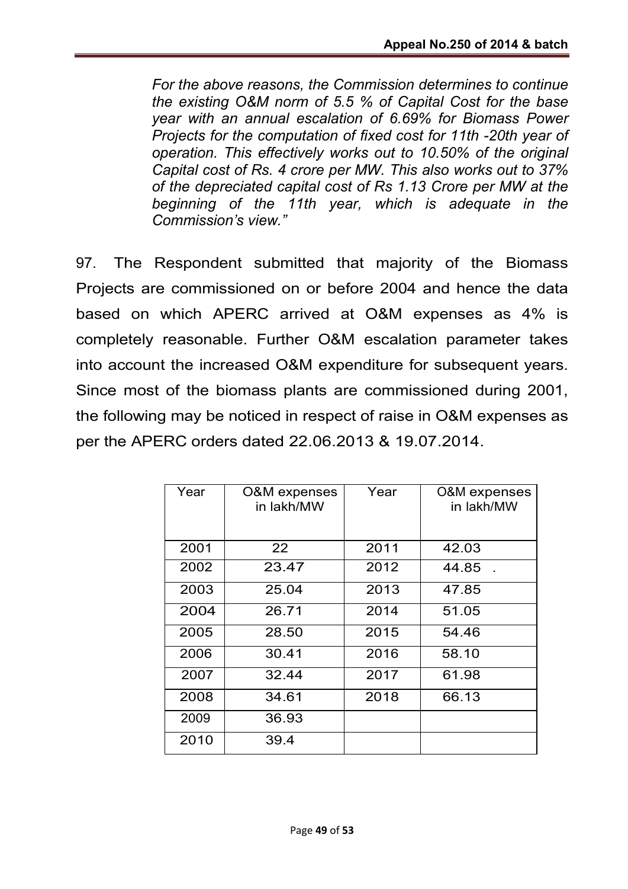*For the above reasons, the Commission determines to continue the existing O&M norm of 5.5 % of Capital Cost for the base year with an annual escalation of 6.69% for Biomass Power Projects for the computation of fixed cost for 11th -20th year of operation. This effectively works out to 10.50% of the original Capital cost of Rs. 4 crore per MW. This also works out to 37% of the depreciated capital cost of Rs 1.13 Crore per MW at the beginning of the 11th year, which is adequate in the Commission's view."*

97. The Respondent submitted that majority of the Biomass Projects are commissioned on or before 2004 and hence the data based on which APERC arrived at O&M expenses as 4% is completely reasonable. Further O&M escalation parameter takes into account the increased O&M expenditure for subsequent years. Since most of the biomass plants are commissioned during 2001, the following may be noticed in respect of raise in O&M expenses as per the APERC orders dated 22.06.2013 & 19.07.2014.

| Year | O&M expenses in lakh/MW | Year | O&M expenses in lakh/MW |
|---|---|---|---|
| 2001 | 22 | 2011 | 42.03 |
| 2002 | 23.47 | 2012 | 44.85 . |
| 2003 | 25.04 | 2013 | 47.85 |
| 2004 | 26.71 | 2014 | 51.05 |
| 2005 | 28.50 | 2015 | 54.46 |
| 2006 | 30.41 | 2016 | 58.10 |
| 2007 | 32.44 | 2017 | 61.98 |
| 2008 | 34.61 | 2018 | 66.13 |
| 2009 | 36.93 | | |
| 2010 | 39.4 | | |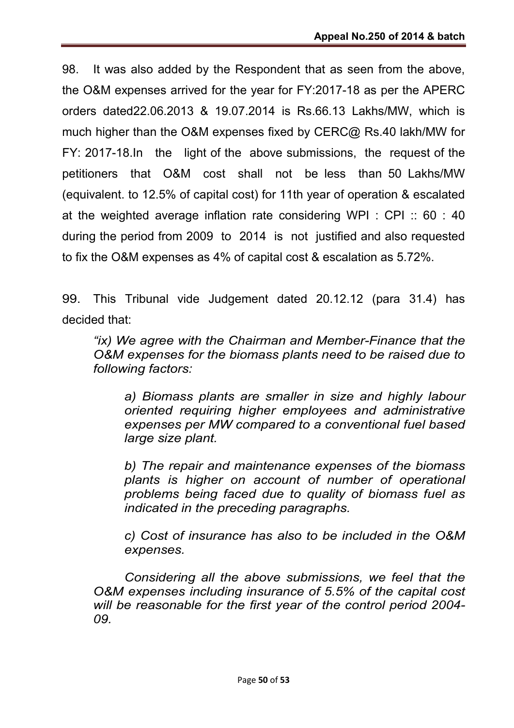98. It was also added by the Respondent that as seen from the above, the O&M expenses arrived for the year for FY:2017-18 as per the APERC orders dated22.06.2013 & 19.07.2014 is Rs.66.13 Lakhs/MW, which is much higher than the O&M expenses fixed by CERC@ Rs.40 lakh/MW for FY: 2017-18.In the light of the above submissions, the request of the petitioners that O&M cost shall not be less than 50 Lakhs/MW (equivalent. to 12.5% of capital cost) for 11th year of operation & escalated at the weighted average inflation rate considering WPI : CPI :: 60 : 40 during the period from 2009 to 2014 is not justified and also requested to fix the O&M expenses as 4% of capital cost & escalation as 5.72%.

99. This Tribunal vide Judgement dated 20.12.12 (para 31.4) has decided that:

> *"ix) We agree with the Chairman and Member-Finance that the O&M expenses for the biomass plants need to be raised due to following factors:*
>
> > *a) Biomass plants are smaller in size and highly labour oriented requiring higher employees and administrative expenses per MW compared to a conventional fuel based large size plant.*
> >
> > *b) The repair and maintenance expenses of the biomass plants is higher on account of number of operational problems being faced due to quality of biomass fuel as indicated in the preceding paragraphs.*
> >
> > *c) Cost of insurance has also to be included in the O&M expenses.*
>
> *Considering all the above submissions, we feel that the O&M expenses including insurance of 5.5% of the capital cost will be reasonable for the first year of the control period 2004-09.*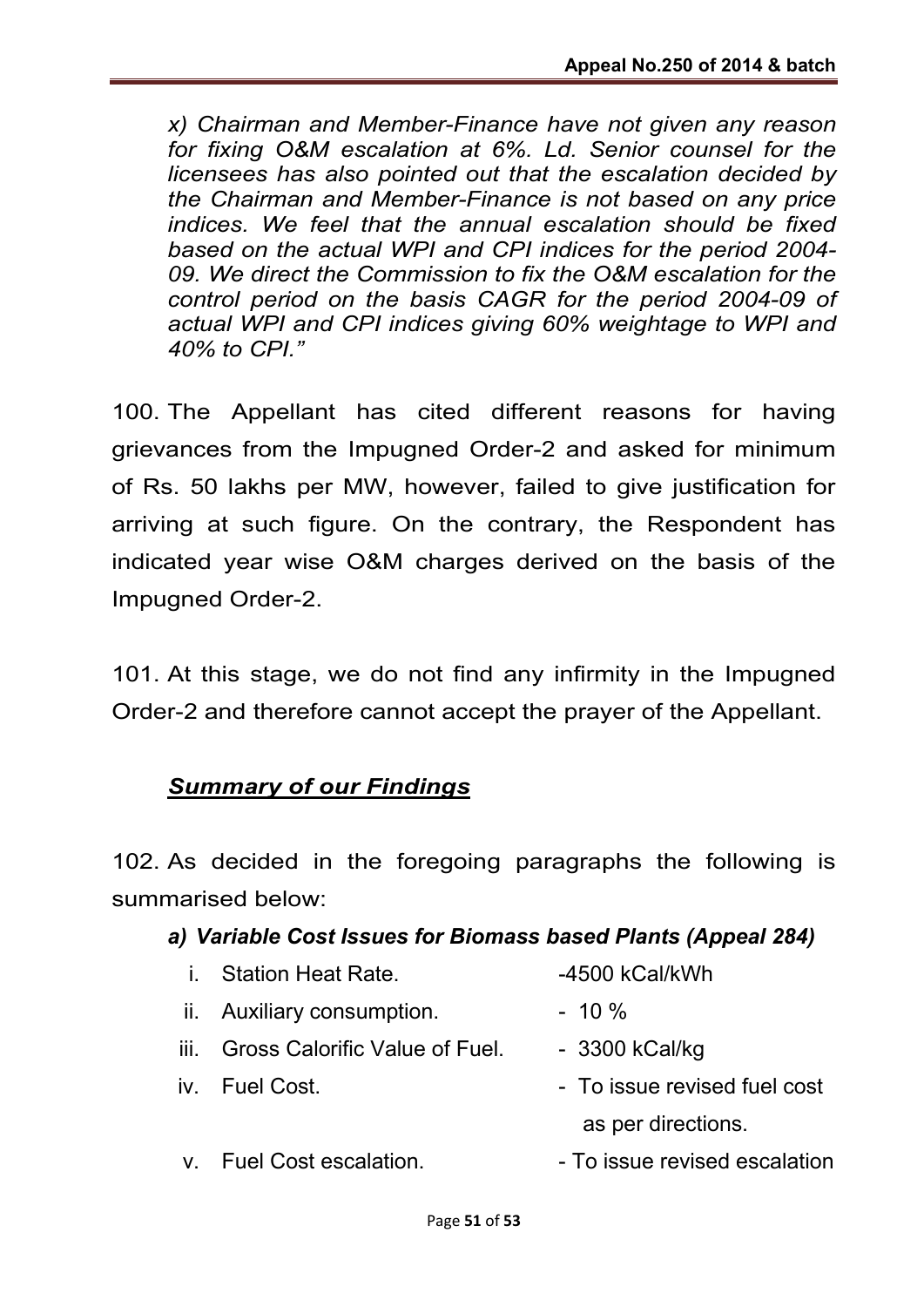*x) Chairman and Member-Finance have not given any reason for fixing O&M escalation at 6%. Ld. Senior counsel for the licensees has also pointed out that the escalation decided by the Chairman and Member-Finance is not based on any price indices. We feel that the annual escalation should be fixed based on the actual WPI and CPI indices for the period 2004-09. We direct the Commission to fix the O&M escalation for the control period on the basis CAGR for the period 2004-09 of actual WPI and CPI indices giving 60% weightage to WPI and 40% to CPI."*

100. The Appellant has cited different reasons for having grievances from the Impugned Order-2 and asked for minimum of Rs. 50 lakhs per MW, however, failed to give justification for arriving at such figure. On the contrary, the Respondent has indicated year wise O&M charges derived on the basis of the Impugned Order-2.

101. At this stage, we do not find any infirmity in the Impugned Order-2 and therefore cannot accept the prayer of the Appellant.

## ***Summary of our Findings***

102. As decided in the foregoing paragraphs the following is summarised below:

***a) Variable Cost Issues for Biomass based Plants (Appeal 284)***

| | | |
|---|---|---|
| i. | Station Heat Rate. | -4500 kCal/kWh |
| ii. | Auxiliary consumption. | - 10 % |
| iii. | Gross Calorific Value of Fuel. | - 3300 kCal/kg |
| iv. | Fuel Cost. | - To issue revised fuel cost as per directions. |
| v. | Fuel Cost escalation. | - To issue revised escalation |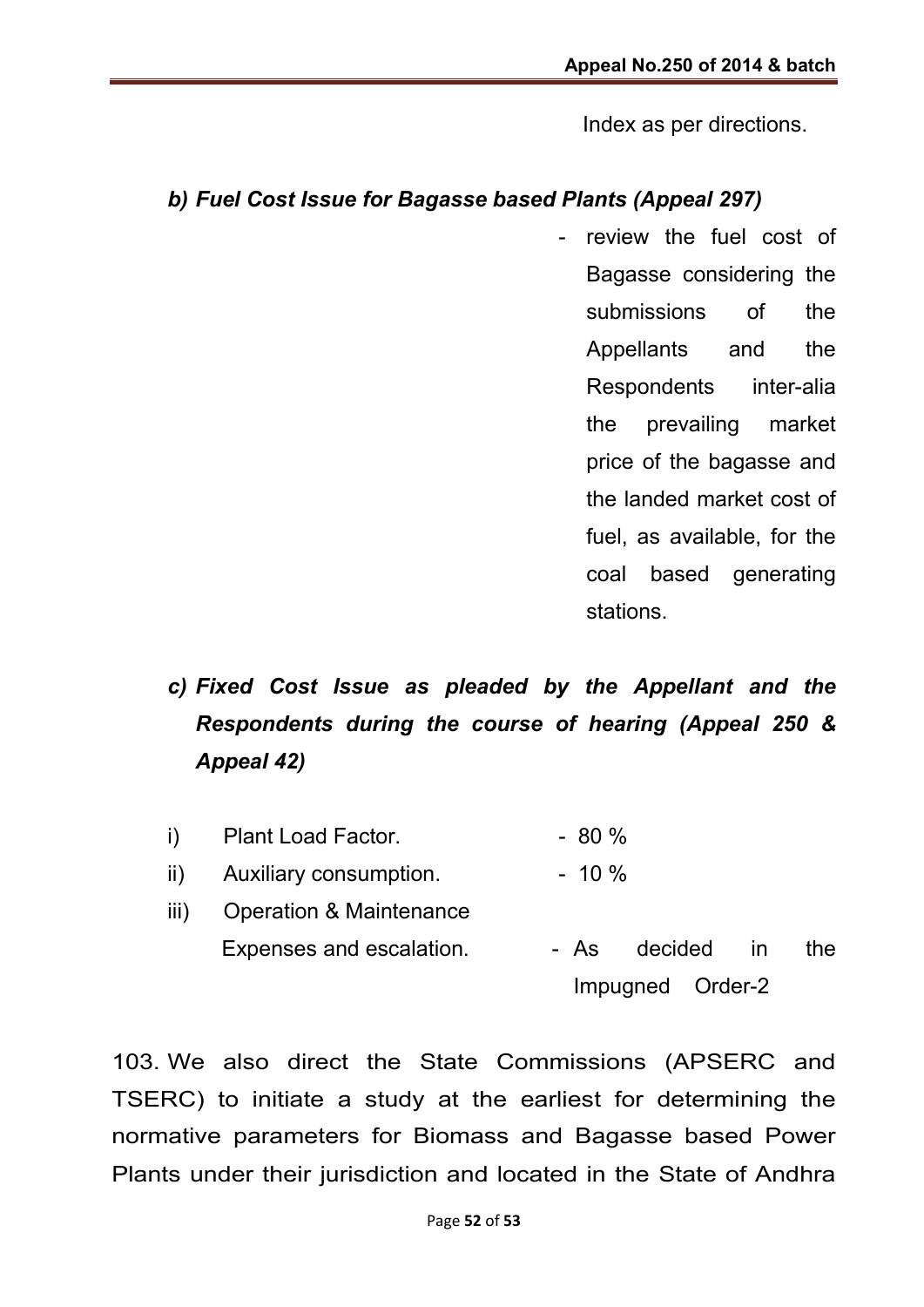Index as per directions.

*b) Fuel Cost Issue for Bagasse based Plants (Appeal 297)*

- review the fuel cost of Bagasse considering the submissions of the Appellants and the Respondents inter-alia the prevailing market price of the bagasse and the landed market cost of fuel, as available, for the coal based generating stations.

*c) Fixed Cost Issue as pleaded by the Appellant and the Respondents during the course of hearing (Appeal 250 & Appeal 42)*

| | | |
|---|---|---|
| i) | Plant Load Factor. | - 80 % |
| ii) | Auxiliary consumption. | - 10 % |
| iii) | Operation & Maintenance Expenses and escalation. | - As decided in the Impugned Order-2 |

103. We also direct the State Commissions (APSERC and TSERC) to initiate a study at the earliest for determining the normative parameters for Biomass and Bagasse based Power Plants under their jurisdiction and located in the State of Andhra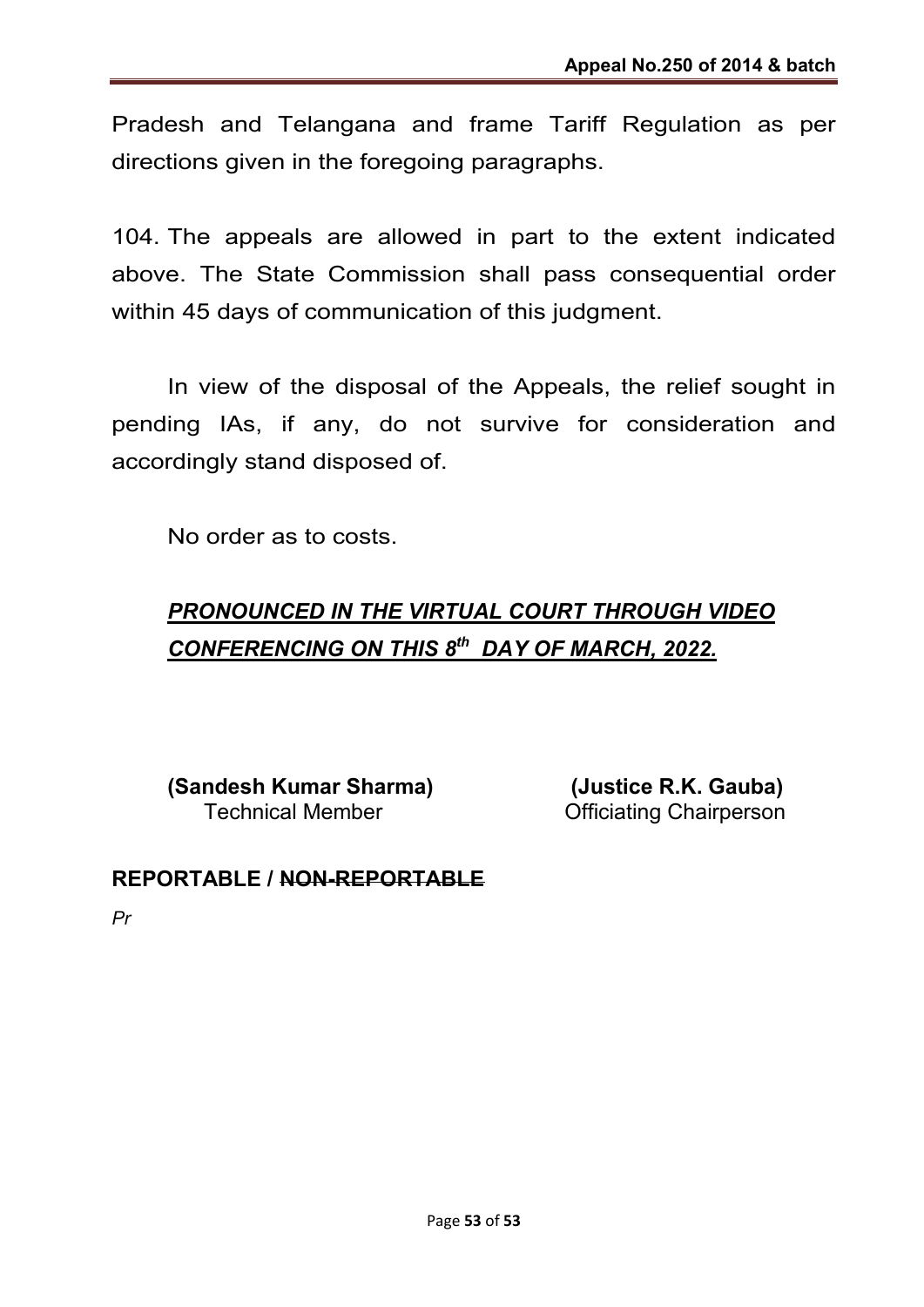Pradesh and Telangana and frame Tariff Regulation as per directions given in the foregoing paragraphs.

104. The appeals are allowed in part to the extent indicated above. The State Commission shall pass consequential order within 45 days of communication of this judgment.

In view of the disposal of the Appeals, the relief sought in pending IAs, if any, do not survive for consideration and accordingly stand disposed of.

No order as to costs.

***PRONOUNCED IN THE VIRTUAL COURT THROUGH VIDEO CONFERENCING ON THIS 8th DAY OF MARCH, 2022.***

**(Sandesh Kumar Sharma)**
Technical Member

**(Justice R.K. Gauba)**
Officiating Chairperson

**REPORTABLE / ~~NON-REPORTABLE~~**

*Pr*